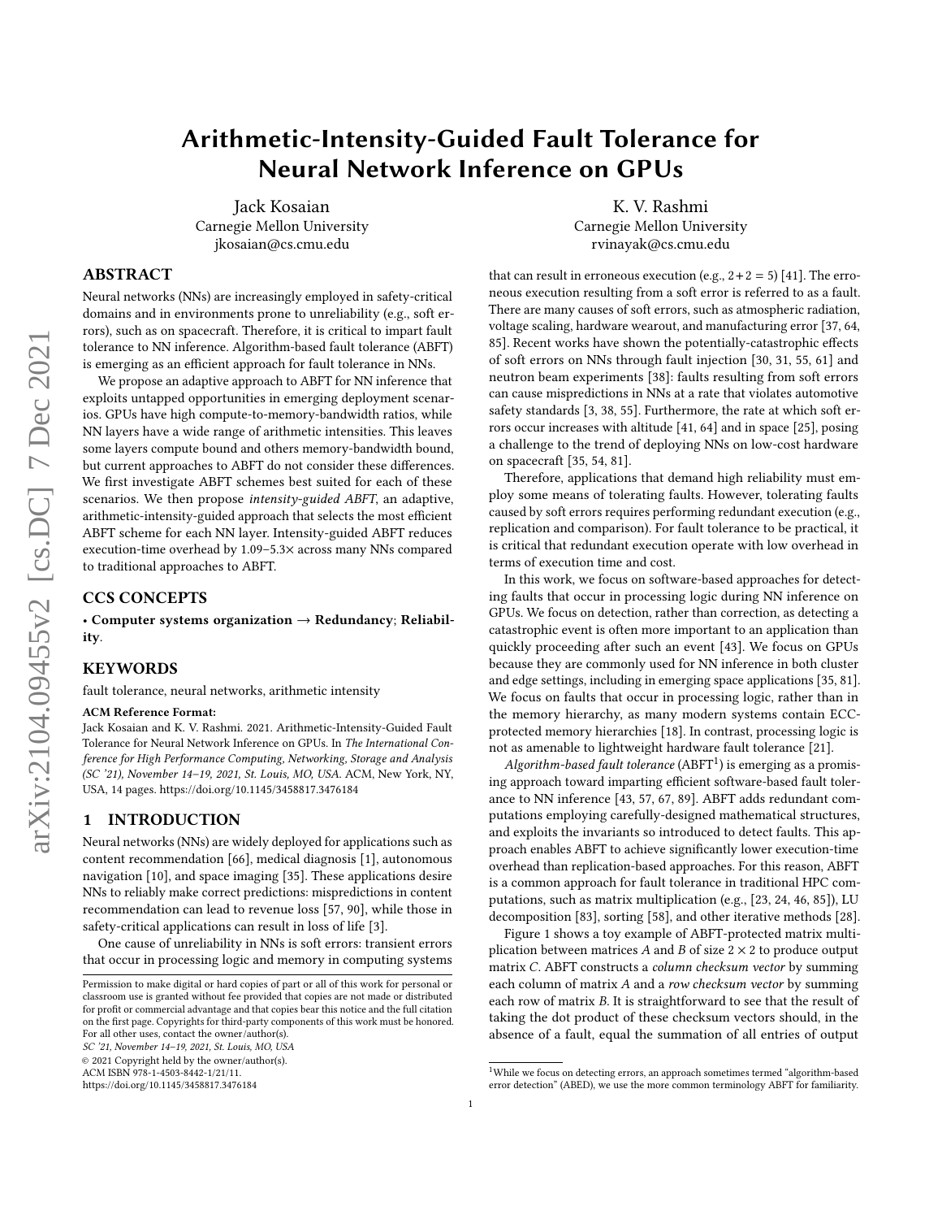# Arithmetic-Intensity-Guided Fault Tolerance for Neural Network Inference on GPUs

Jack Kosaian
Carnegie Mellon University
jkosaian@cs.cmu.edu

K. V. Rashmi
Carnegie Mellon University
rvinayak@cs.cmu.edu

## ABSTRACT

Neural networks (NNs) are increasingly employed in safety-critical domains and in environments prone to unreliability (e.g., soft errors), such as on spacecraft. Therefore, it is critical to impart fault tolerance to NN inference. Algorithm-based fault tolerance (ABFT) is emerging as an efficient approach for fault tolerance in NNs.

We propose an adaptive approach to ABFT for NN inference that exploits untapped opportunities in emerging deployment scenarios. GPUs have high compute-to-memory-bandwidth ratios, while NN layers have a wide range of arithmetic intensities. This leaves some layers compute bound and others memory-bandwidth bound, but current approaches to ABFT do not consider these differences. We first investigate ABFT schemes best suited for each of these scenarios. We then propose *intensity-guided ABFT*, an adaptive, arithmetic-intensity-guided approach that selects the most efficient ABFT scheme for each NN layer. Intensity-guided ABFT reduces execution-time overhead by 1.09–5.3× across many NNs compared to traditional approaches to ABFT.

## CCS CONCEPTS

• **Computer systems organization → Redundancy**; **Reliability**.

## KEYWORDS

fault tolerance, neural networks, arithmetic intensity

**ACM Reference Format:**
Jack Kosaian and K. V. Rashmi. 2021. Arithmetic-Intensity-Guided Fault Tolerance for Neural Network Inference on GPUs. In *The International Conference for High Performance Computing, Networking, Storage and Analysis (SC '21), November 14–19, 2021, St. Louis, MO, USA.* ACM, New York, NY, USA, 14 pages. https://doi.org/10.1145/3458817.3476184

## 1 INTRODUCTION

Neural networks (NNs) are widely deployed for applications such as content recommendation [66], medical diagnosis [1], autonomous navigation [10], and space imaging [35]. These applications desire NNs to reliably make correct predictions: mispredictions in content recommendation can lead to revenue loss [57, 90], while those in safety-critical applications can result in loss of life [3].

One cause of unreliability in NNs is soft errors: transient errors that occur in processing logic and memory in computing systems that can result in erroneous execution (e.g., $2+2=5$) [41]. The erroneous execution resulting from a soft error is referred to as a fault. There are many causes of soft errors, such as atmospheric radiation, voltage scaling, hardware wearout, and manufacturing error [37, 64, 85]. Recent works have shown the potentially-catastrophic effects of soft errors on NNs through fault injection [30, 31, 55, 61] and neutron beam experiments [38]: faults resulting from soft errors can cause mispredictions in NNs at a rate that violates automotive safety standards [3, 38, 55]. Furthermore, the rate at which soft errors occur increases with altitude [41, 64] and in space [25], posing a challenge to the trend of deploying NNs on low-cost hardware on spacecraft [35, 54, 81].

Therefore, applications that demand high reliability must employ some means of tolerating faults. However, tolerating faults caused by soft errors requires performing redundant execution (e.g., replication and comparison). For fault tolerance to be practical, it is critical that redundant execution operate with low overhead in terms of execution time and cost.

In this work, we focus on software-based approaches for detecting faults that occur in processing logic during NN inference on GPUs. We focus on detection, rather than correction, as detecting a catastrophic event is often more important to an application than quickly proceeding after such an event [43]. We focus on GPUs because they are commonly used for NN inference in both cluster and edge settings, including in emerging space applications [35, 81]. We focus on faults that occur in processing logic, rather than in the memory hierarchy, as many modern systems contain ECC-protected memory hierarchies [18]. In contrast, processing logic is not as amenable to lightweight hardware fault tolerance [21].

*Algorithm-based fault tolerance* (ABFT[1]) is emerging as a promising approach toward imparting efficient software-based fault tolerance to NN inference [43, 57, 67, 89]. ABFT adds redundant computations employing carefully-designed mathematical structures, and exploits the invariants so introduced to detect faults. This approach enables ABFT to achieve significantly lower execution-time overhead than replication-based approaches. For this reason, ABFT is a common approach for fault tolerance in traditional HPC computations, such as matrix multiplication (e.g., [23, 24, 46, 85]), LU decomposition [83], sorting [58], and other iterative methods [28].

Figure 1 shows a toy example of ABFT-protected matrix multiplication between matrices $A$ and $B$ of size $2 \times 2$ to produce output matrix $C$. ABFT constructs a *column checksum vector* by summing each column of matrix $A$ and a *row checksum vector* by summing each row of matrix $B$. It is straightforward to see that the result of taking the dot product of these checksum vectors should, in the absence of a fault, equal the summation of all entries of output

[1] While we focus on detecting errors, an approach sometimes termed "algorithm-based error detection" (ABED), we use the more common terminology ABFT for familiarity.

Permission to make digital or hard copies of part or all of this work for personal or classroom use is granted without fee provided that copies are not made or distributed for profit or commercial advantage and that copies bear this notice and the full citation on the first page. Copyrights for third-party components of this work must be honored. For all other uses, contact the owner/author(s).
*SC '21, November 14–19, 2021, St. Louis, MO, USA*
© 2021 Copyright held by the owner/author(s).
ACM ISBN 978-1-4503-8442-1/21/11.
https://doi.org/10.1145/3458817.3476184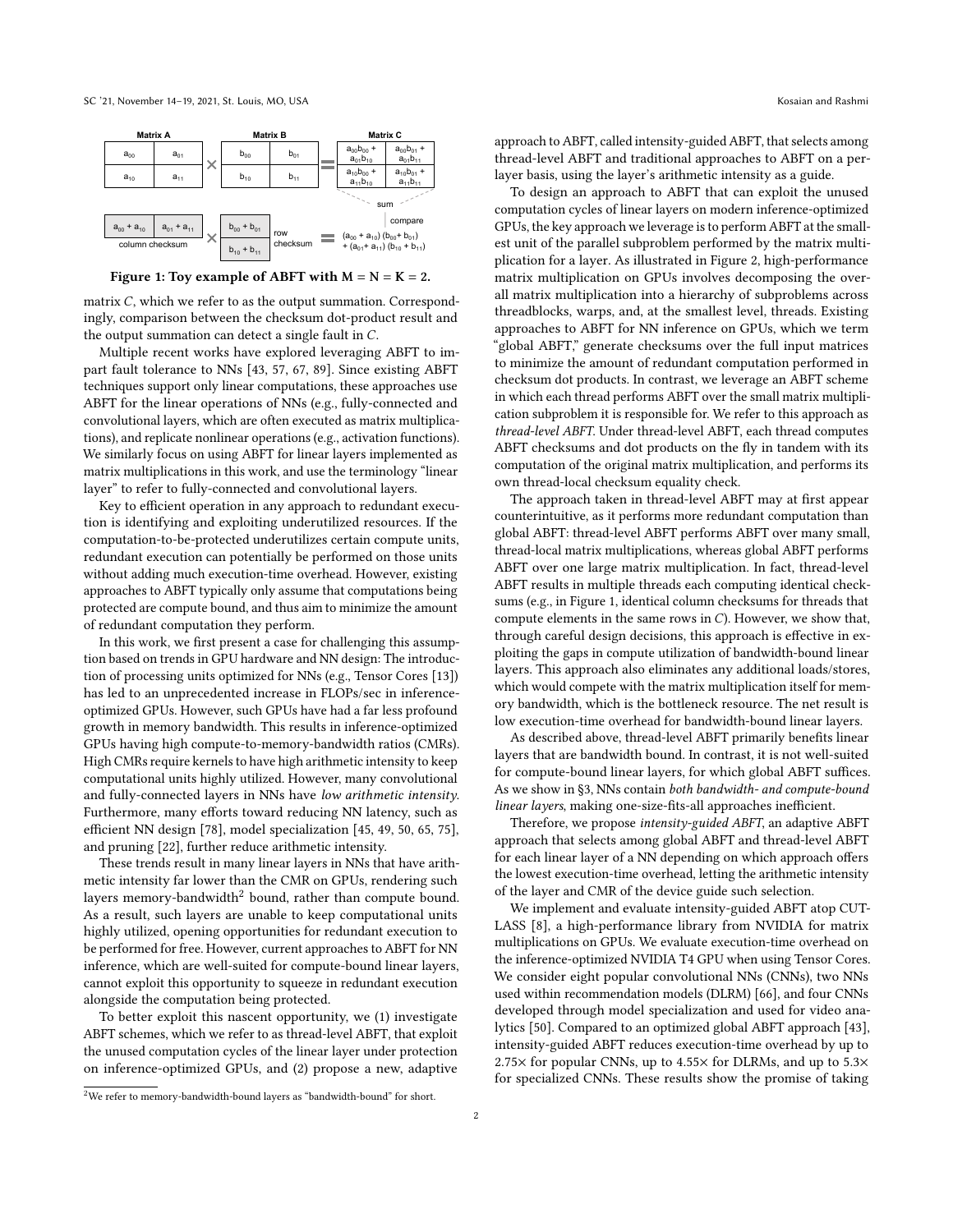Figure 1: Toy example of ABFT with M = N = K = 2.

matrix $C$, which we refer to as the output summation. Correspondingly, comparison between the checksum dot-product result and the output summation can detect a single fault in $C$.

Multiple recent works have explored leveraging ABFT to impart fault tolerance to NNs [43, 57, 67, 89]. Since existing ABFT techniques support only linear computations, these approaches use ABFT for the linear operations of NNs (e.g., fully-connected and convolutional layers, which are often executed as matrix multiplications), and replicate nonlinear operations (e.g., activation functions). We similarly focus on using ABFT for linear layers implemented as matrix multiplications in this work, and use the terminology "linear layer" to refer to fully-connected and convolutional layers.

Key to efficient operation in any approach to redundant execution is identifying and exploiting underutilized resources. If the computation-to-be-protected underutilizes certain compute units, redundant execution can potentially be performed on those units without adding much execution-time overhead. However, existing approaches to ABFT typically only assume that computations being protected are compute bound, and thus aim to minimize the amount of redundant computation they perform.

In this work, we first present a case for challenging this assumption based on trends in GPU hardware and NN design: The introduction of processing units optimized for NNs (e.g., Tensor Cores [13]) has led to an unprecedented increase in FLOPs/sec in inference-optimized GPUs. However, such GPUs have had a far less profound growth in memory bandwidth. This results in inference-optimized GPUs having high compute-to-memory-bandwidth ratios (CMRs). High CMRs require kernels to have high arithmetic intensity to keep computational units highly utilized. However, many convolutional and fully-connected layers in NNs have *low arithmetic intensity*. Furthermore, many efforts toward reducing NN latency, such as efficient NN design [78], model specialization [45, 49, 50, 65, 75], and pruning [22], further reduce arithmetic intensity.

These trends result in many linear layers in NNs that have arithmetic intensity far lower than the CMR on GPUs, rendering such layers memory-bandwidth[2] bound, rather than compute bound. As a result, such layers are unable to keep computational units highly utilized, opening opportunities for redundant execution to be performed for free. However, current approaches to ABFT for NN inference, which are well-suited for compute-bound linear layers, cannot exploit this opportunity to squeeze in redundant execution alongside the computation being protected.

To better exploit this nascent opportunity, we (1) investigate ABFT schemes, which we refer to as thread-level ABFT, that exploit the unused computation cycles of the linear layer under protection on inference-optimized GPUs, and (2) propose a new, adaptive approach to ABFT, called intensity-guided ABFT, that selects among thread-level ABFT and traditional approaches to ABFT on a per-layer basis, using the layer's arithmetic intensity as a guide.

To design an approach to ABFT that can exploit the unused computation cycles of linear layers on modern inference-optimized GPUs, the key approach we leverage is to perform ABFT at the smallest unit of the parallel subproblem performed by the matrix multiplication for a layer. As illustrated in Figure 2, high-performance matrix multiplication on GPUs involves decomposing the overall matrix multiplication into a hierarchy of subproblems across threadblocks, warps, and, at the smallest level, threads. Existing approaches to ABFT for NN inference on GPUs, which we term "global ABFT," generate checksums over the full input matrices to minimize the amount of redundant computation performed in checksum dot products. In contrast, we leverage an ABFT scheme in which each thread performs ABFT over the small matrix multiplication subproblem it is responsible for. We refer to this approach as *thread-level ABFT*. Under thread-level ABFT, each thread computes ABFT checksums and dot products on the fly in tandem with its computation of the original matrix multiplication, and performs its own thread-local checksum equality check.

The approach taken in thread-level ABFT may at first appear counterintuitive, as it performs more redundant computation than global ABFT: thread-level ABFT performs ABFT over many small, thread-local matrix multiplications, whereas global ABFT performs ABFT over one large matrix multiplication. In fact, thread-level ABFT results in multiple threads each computing identical checksums (e.g., in Figure 1, identical column checksums for threads that compute elements in the same rows in $C$). However, we show that, through careful design decisions, this approach is effective in exploiting the gaps in compute utilization of bandwidth-bound linear layers. This approach also eliminates any additional loads/stores, which would compete with the matrix multiplication itself for memory bandwidth, which is the bottleneck resource. The net result is low execution-time overhead for bandwidth-bound linear layers.

As described above, thread-level ABFT primarily benefits linear layers that are bandwidth bound. In contrast, it is not well-suited for compute-bound linear layers, for which global ABFT suffices. As we show in §3, NNs contain *both bandwidth- and compute-bound linear layers*, making one-size-fits-all approaches inefficient.

Therefore, we propose *intensity-guided ABFT*, an adaptive ABFT approach that selects among global ABFT and thread-level ABFT for each linear layer of a NN depending on which approach offers the lowest execution-time overhead, letting the arithmetic intensity of the layer and CMR of the device guide such selection.

We implement and evaluate intensity-guided ABFT atop CUTLASS [8], a high-performance library from NVIDIA for matrix multiplications on GPUs. We evaluate execution-time overhead on the inference-optimized NVIDIA T4 GPU when using Tensor Cores. We consider eight popular convolutional NNs (CNNs), two NNs used within recommendation models (DLRM) [66], and four CNNs developed through model specialization and used for video analytics [50]. Compared to an optimized global ABFT approach [43], intensity-guided ABFT reduces execution-time overhead by up to 2.75× for popular CNNs, up to 4.55× for DLRMs, and up to 5.3× for specialized CNNs. These results show the promise of taking

[2] We refer to memory-bandwidth-bound layers as "bandwidth-bound" for short.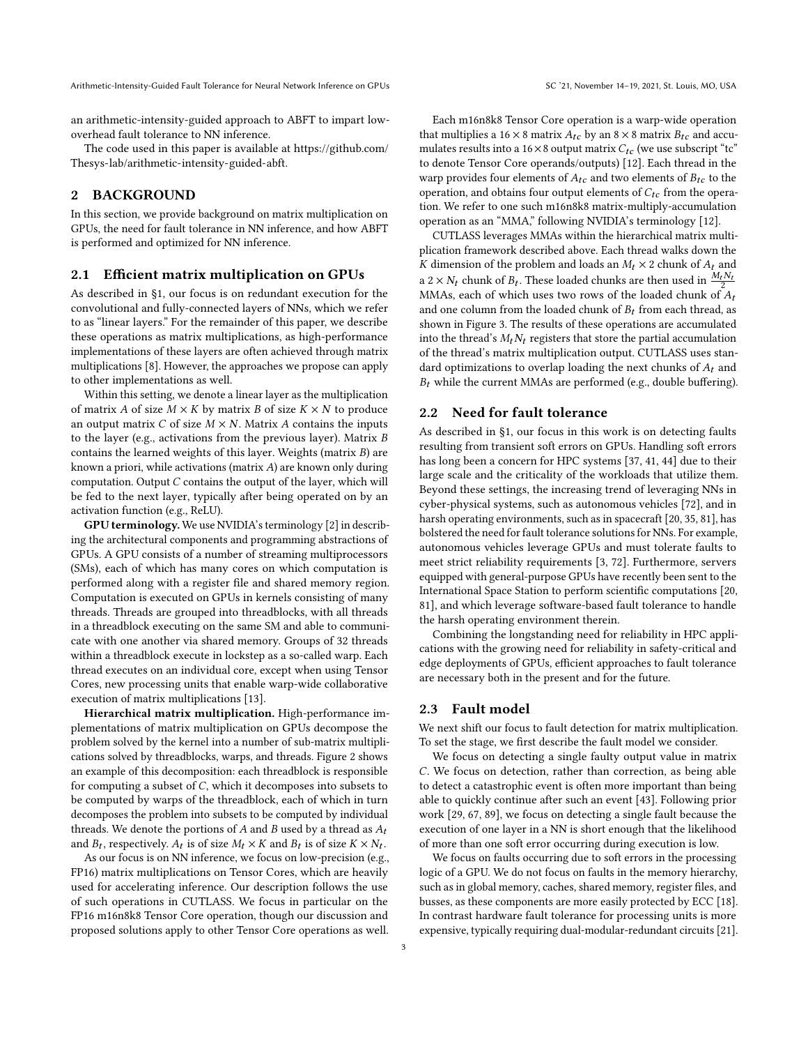an arithmetic-intensity-guided approach to ABFT to impart low-overhead fault tolerance to NN inference.

The code used in this paper is available at https://github.com/Thesys-lab/arithmetic-intensity-guided-abft.

## 2 BACKGROUND

In this section, we provide background on matrix multiplication on GPUs, the need for fault tolerance in NN inference, and how ABFT is performed and optimized for NN inference.

### 2.1 Efficient matrix multiplication on GPUs

As described in §1, our focus is on redundant execution for the convolutional and fully-connected layers of NNs, which we refer to as "linear layers." For the remainder of this paper, we describe these operations as matrix multiplications, as high-performance implementations of these layers are often achieved through matrix multiplications [8]. However, the approaches we propose can apply to other implementations as well.

Within this setting, we denote a linear layer as the multiplication of matrix $A$ of size $M \times K$ by matrix $B$ of size $K \times N$ to produce an output matrix $C$ of size $M \times N$. Matrix $A$ contains the inputs to the layer (e.g., activations from the previous layer). Matrix $B$ contains the learned weights of this layer. Weights (matrix $B$) are known a priori, while activations (matrix $A$) are known only during computation. Output $C$ contains the output of the layer, which will be fed to the next layer, typically after being operated on by an activation function (e.g., ReLU).

**GPU terminology.** We use NVIDIA's terminology [2] in describing the architectural components and programming abstractions of GPUs. A GPU consists of a number of streaming multiprocessors (SMs), each of which has many cores on which computation is performed along with a register file and shared memory region. Computation is executed on GPUs in kernels consisting of many threads. Threads are grouped into threadblocks, with all threads in a threadblock executing on the same SM and able to communicate with one another via shared memory. Groups of 32 threads within a threadblock execute in lockstep as a so-called warp. Each thread executes on an individual core, except when using Tensor Cores, new processing units that enable warp-wide collaborative execution of matrix multiplications [13].

**Hierarchical matrix multiplication.** High-performance implementations of matrix multiplication on GPUs decompose the problem solved by the kernel into a number of sub-matrix multiplications solved by threadblocks, warps, and threads. Figure 2 shows an example of this decomposition: each threadblock is responsible for computing a subset of $C$, which it decomposes into subsets to be computed by warps of the threadblock, each of which in turn decomposes the problem into subsets to be computed by individual threads. We denote the portions of $A$ and $B$ used by a thread as $A_t$ and $B_t$, respectively. $A_t$ is of size $M_t \times K$ and $B_t$ is of size $K \times N_t$.

As our focus is on NN inference, we focus on low-precision (e.g., FP16) matrix multiplications on Tensor Cores, which are heavily used for accelerating inference. Our description follows the use of such operations in CUTLASS. We focus in particular on the FP16 m16n8k8 Tensor Core operation, though our discussion and proposed solutions apply to other Tensor Core operations as well.

Each m16n8k8 Tensor Core operation is a warp-wide operation that multiplies a $16 \times 8$ matrix $A_{tc}$ by an $8 \times 8$ matrix $B_{tc}$ and accumulates results into a $16 \times 8$ output matrix $C_{tc}$ (we use subscript "tc" to denote Tensor Core operands/outputs) [12]. Each thread in the warp provides four elements of $A_{tc}$ and two elements of $B_{tc}$ to the operation, and obtains four output elements of $C_{tc}$ from the operation. We refer to one such m16n8k8 matrix-multiply-accumulation operation as an "MMA," following NVIDIA's terminology [12].

CUTLASS leverages MMAs within the hierarchical matrix multiplication framework described above. Each thread walks down the $K$ dimension of the problem and loads an $M_t \times 2$ chunk of $A_t$ and a $2 \times N_t$ chunk of $B_t$. These loaded chunks are then used in $\frac{M_t N_t}{2}$ MMAs, each of which uses two rows of the loaded chunk of $A_t$ and one column from the loaded chunk of $B_t$ from each thread, as shown in Figure 3. The results of these operations are accumulated into the thread's $M_t N_t$ registers that store the partial accumulation of the thread's matrix multiplication output. CUTLASS uses standard optimizations to overlap loading the next chunks of $A_t$ and $B_t$ while the current MMAs are performed (e.g., double buffering).

### 2.2 Need for fault tolerance

As described in §1, our focus in this work is on detecting faults resulting from transient soft errors on GPUs. Handling soft errors has long been a concern for HPC systems [37, 41, 44] due to their large scale and the criticality of the workloads that utilize them. Beyond these settings, the increasing trend of leveraging NNs in cyber-physical systems, such as autonomous vehicles [72], and in harsh operating environments, such as in spacecraft [20, 35, 81], has bolstered the need for fault tolerance solutions for NNs. For example, autonomous vehicles leverage GPUs and must tolerate faults to meet strict reliability requirements [3, 72]. Furthermore, servers equipped with general-purpose GPUs have recently been sent to the International Space Station to perform scientific computations [20, 81], and which leverage software-based fault tolerance to handle the harsh operating environment therein.

Combining the longstanding need for reliability in HPC applications with the growing need for reliability in safety-critical and edge deployments of GPUs, efficient approaches to fault tolerance are necessary both in the present and for the future.

### 2.3 Fault model

We next shift our focus to fault detection for matrix multiplication. To set the stage, we first describe the fault model we consider.

We focus on detecting a single faulty output value in matrix $C$. We focus on detection, rather than correction, as being able to detect a catastrophic event is often more important than being able to quickly continue after such an event [43]. Following prior work [29, 67, 89], we focus on detecting a single fault because the execution of one layer in a NN is short enough that the likelihood of more than one soft error occurring during execution is low.

We focus on faults occurring due to soft errors in the processing logic of a GPU. We do not focus on faults in the memory hierarchy, such as in global memory, caches, shared memory, register files, and busses, as these components are more easily protected by ECC [18]. In contrast hardware fault tolerance for processing units is more expensive, typically requiring dual-modular-redundant circuits [21].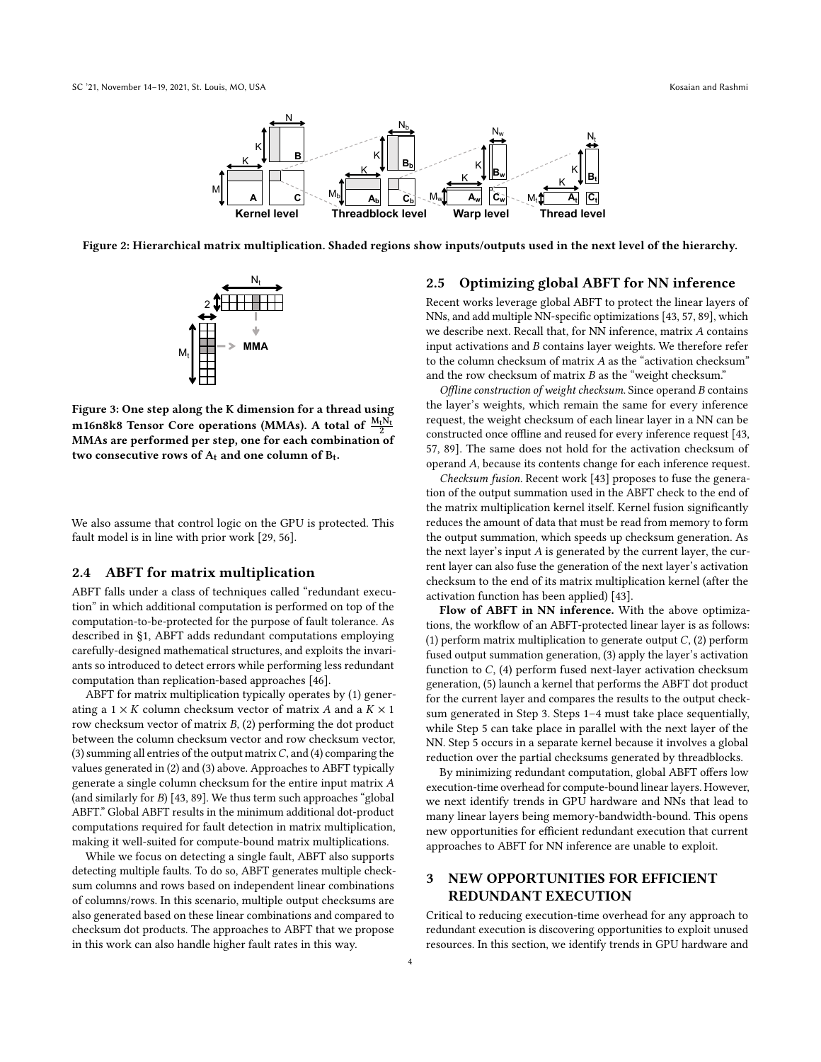Figure 2: Hierarchical matrix multiplication. Shaded regions show inputs/outputs used in the next level of the hierarchy.

Figure 3: One step along the K dimension for a thread using m16n8k8 Tensor Core operations (MMAs). A total of $\frac{M_t N_t}{2}$ MMAs are performed per step, one for each combination of two consecutive rows of $A_t$ and one column of $B_t$.

We also assume that control logic on the GPU is protected. This fault model is in line with prior work [29, 56].

### 2.4 ABFT for matrix multiplication

ABFT falls under a class of techniques called "redundant execution" in which additional computation is performed on top of the computation-to-be-protected for the purpose of fault tolerance. As described in §1, ABFT adds redundant computations employing carefully-designed mathematical structures, and exploits the invariants so introduced to detect errors while performing less redundant computation than replication-based approaches [46].

ABFT for matrix multiplication typically operates by (1) generating a $1 \times K$ column checksum vector of matrix $A$ and a $K \times 1$ row checksum vector of matrix $B$, (2) performing the dot product between the column checksum vector and row checksum vector, (3) summing all entries of the output matrix $C$, and (4) comparing the values generated in (2) and (3) above. Approaches to ABFT typically generate a single column checksum for the entire input matrix $A$ (and similarly for $B$) [43, 89]. We thus term such approaches "global ABFT." Global ABFT results in the minimum additional dot-product computations required for fault detection in matrix multiplication, making it well-suited for compute-bound matrix multiplications.

While we focus on detecting a single fault, ABFT also supports detecting multiple faults. To do so, ABFT generates multiple checksum columns and rows based on independent linear combinations of columns/rows. In this scenario, multiple output checksums are also generated based on these linear combinations and compared to checksum dot products. The approaches to ABFT that we propose in this work can also handle higher fault rates in this way.

### 2.5 Optimizing global ABFT for NN inference

Recent works leverage global ABFT to protect the linear layers of NNs, and add multiple NN-specific optimizations [43, 57, 89], which we describe next. Recall that, for NN inference, matrix $A$ contains input activations and $B$ contains layer weights. We therefore refer to the column checksum of matrix $A$ as the "activation checksum" and the row checksum of matrix $B$ as the "weight checksum."

*Offline construction of weight checksum.* Since operand $B$ contains the layer's weights, which remain the same for every inference request, the weight checksum of each linear layer in a NN can be constructed once offline and reused for every inference request [43, 57, 89]. The same does not hold for the activation checksum of operand $A$, because its contents change for each inference request.

*Checksum fusion.* Recent work [43] proposes to fuse the generation of the output summation used in the ABFT check to the end of the matrix multiplication kernel itself. Kernel fusion significantly reduces the amount of data that must be read from memory to form the output summation, which speeds up checksum generation. As the next layer's input $A$ is generated by the current layer, the current layer can also fuse the generation of the next layer's activation checksum to the end of its matrix multiplication kernel (after the activation function has been applied) [43].

**Flow of ABFT in NN inference.** With the above optimizations, the workflow of an ABFT-protected linear layer is as follows: (1) perform matrix multiplication to generate output $C$, (2) perform fused output summation generation, (3) apply the layer's activation function to $C$, (4) perform fused next-layer activation checksum generation, (5) launch a kernel that performs the ABFT dot product for the current layer and compares the results to the output checksum generated in Step 3. Steps 1–4 must take place sequentially, while Step 5 can take place in parallel with the next layer of the NN. Step 5 occurs in a separate kernel because it involves a global reduction over the partial checksums generated by threadblocks.

By minimizing redundant computation, global ABFT offers low execution-time overhead for compute-bound linear layers. However, we next identify trends in GPU hardware and NNs that lead to many linear layers being memory-bandwidth-bound. This opens new opportunities for efficient redundant execution that current approaches to ABFT for NN inference are unable to exploit.

## 3 NEW OPPORTUNITIES FOR EFFICIENT REDUNDANT EXECUTION

Critical to reducing execution-time overhead for any approach to redundant execution is discovering opportunities to exploit unused resources. In this section, we identify trends in GPU hardware and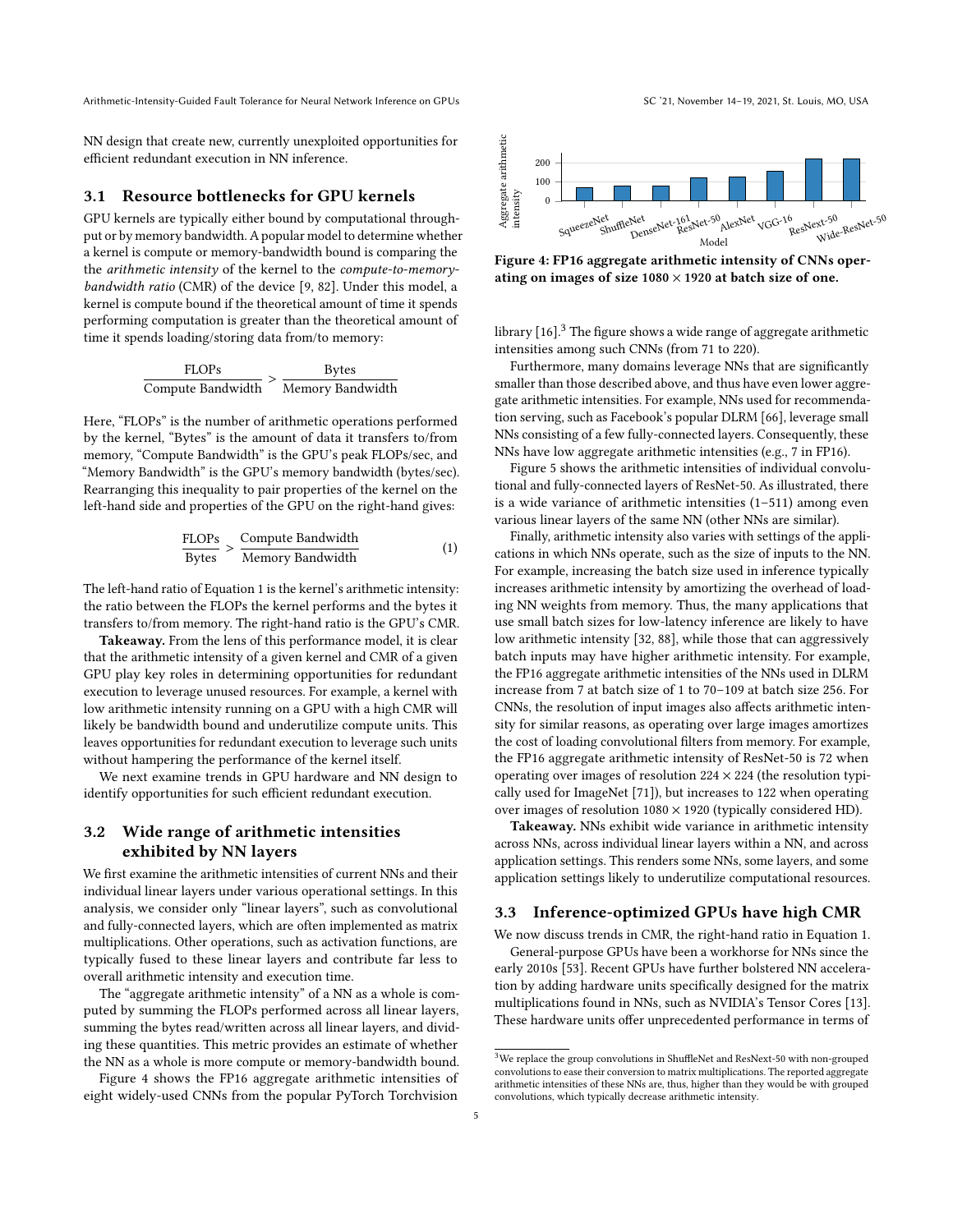NN design that create new, currently unexploited opportunities for efficient redundant execution in NN inference.

### 3.1 Resource bottlenecks for GPU kernels

GPU kernels are typically either bound by computational throughput or by memory bandwidth. A popular model to determine whether a kernel is compute or memory-bandwidth bound is comparing the the *arithmetic intensity* of the kernel to the *compute-to-memory-bandwidth ratio* (CMR) of the device [9, 82]. Under this model, a kernel is compute bound if the theoretical amount of time it spends performing computation is greater than the theoretical amount of time it spends loading/storing data from/to memory:

$$\frac{\text{FLOPs}}{\text{Compute Bandwidth}} > \frac{\text{Bytes}}{\text{Memory Bandwidth}}$$

Here, "FLOPs" is the number of arithmetic operations performed by the kernel, "Bytes" is the amount of data it transfers to/from memory, "Compute Bandwidth" is the GPU's peak FLOPs/sec, and "Memory Bandwidth" is the GPU's memory bandwidth (bytes/sec). Rearranging this inequality to pair properties of the kernel on the left-hand side and properties of the GPU on the right-hand gives:

$$\frac{\text{FLOPs}}{\text{Bytes}} > \frac{\text{Compute Bandwidth}}{\text{Memory Bandwidth}} \tag{1}$$

The left-hand ratio of Equation 1 is the kernel's arithmetic intensity: the ratio between the FLOPs the kernel performs and the bytes it transfers to/from memory. The right-hand ratio is the GPU's CMR.

**Takeaway.** From the lens of this performance model, it is clear that the arithmetic intensity of a given kernel and CMR of a given GPU play key roles in determining opportunities for redundant execution to leverage unused resources. For example, a kernel with low arithmetic intensity running on a GPU with a high CMR will likely be bandwidth bound and underutilize compute units. This leaves opportunities for redundant execution to leverage such units without hampering the performance of the kernel itself.

We next examine trends in GPU hardware and NN design to identify opportunities for such efficient redundant execution.

### 3.2 Wide range of arithmetic intensities exhibited by NN layers

We first examine the arithmetic intensities of current NNs and their individual linear layers under various operational settings. In this analysis, we consider only "linear layers", such as convolutional and fully-connected layers, which are often implemented as matrix multiplications. Other operations, such as activation functions, are typically fused to these linear layers and contribute far less to overall arithmetic intensity and execution time.

The "aggregate arithmetic intensity" of a NN as a whole is computed by summing the FLOPs performed across all linear layers, summing the bytes read/written across all linear layers, and dividing these quantities. This metric provides an estimate of whether the NN as a whole is more compute or memory-bandwidth bound.

Figure 4 shows the FP16 aggregate arithmetic intensities of eight widely-used CNNs from the popular PyTorch Torchvision library [16].[3] The figure shows a wide range of aggregate arithmetic intensities among such CNNs (from 71 to 220).

**Figure 4: FP16 aggregate arithmetic intensity of CNNs operating on images of size $1080 \times 1920$ at batch size of one.**

Furthermore, many domains leverage NNs that are significantly smaller than those described above, and thus have even lower aggregate arithmetic intensities. For example, NNs used for recommendation serving, such as Facebook's popular DLRM [66], leverage small NNs consisting of a few fully-connected layers. Consequently, these NNs have low aggregate arithmetic intensities (e.g., 7 in FP16).

Figure 5 shows the arithmetic intensities of individual convolutional and fully-connected layers of ResNet-50. As illustrated, there is a wide variance of arithmetic intensities (1–511) among even various linear layers of the same NN (other NNs are similar).

Finally, arithmetic intensity also varies with settings of the applications in which NNs operate, such as the size of inputs to the NN. For example, increasing the batch size used in inference typically increases arithmetic intensity by amortizing the overhead of loading NN weights from memory. Thus, the many applications that use small batch sizes for low-latency inference are likely to have low arithmetic intensity [32, 88], while those that can aggressively batch inputs may have higher arithmetic intensity. For example, the FP16 aggregate arithmetic intensities of the NNs used in DLRM increase from 7 at batch size of 1 to 70–109 at batch size 256. For CNNs, the resolution of input images also affects arithmetic intensity for similar reasons, as operating over large images amortizes the cost of loading convolutional filters from memory. For example, the FP16 aggregate arithmetic intensity of ResNet-50 is 72 when operating over images of resolution $224 \times 224$ (the resolution typically used for ImageNet [71]), but increases to 122 when operating over images of resolution $1080 \times 1920$ (typically considered HD).

**Takeaway.** NNs exhibit wide variance in arithmetic intensity across NNs, across individual linear layers within a NN, and across application settings. This renders some NNs, some layers, and some application settings likely to underutilize computational resources.

### 3.3 Inference-optimized GPUs have high CMR

We now discuss trends in CMR, the right-hand ratio in Equation 1.

General-purpose GPUs have been a workhorse for NNs since the early 2010s [53]. Recent GPUs have further bolstered NN acceleration by adding hardware units specifically designed for the matrix multiplications found in NNs, such as NVIDIA's Tensor Cores [13]. These hardware units offer unprecedented performance in terms of

[3] We replace the group convolutions in ShuffleNet and ResNext-50 with non-grouped convolutions to ease their conversion to matrix multiplications. The reported aggregate arithmetic intensities of these NNs are, thus, higher than they would be with grouped convolutions, which typically decrease arithmetic intensity.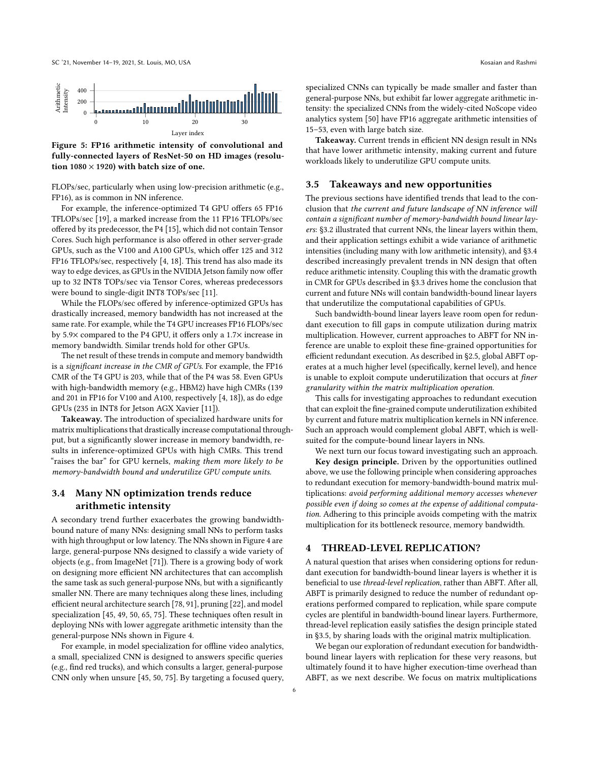Figure 5: FP16 arithmetic intensity of convolutional and fully-connected layers of ResNet-50 on HD images (resolution $1080 \times 1920$) with batch size of one.

FLOPs/sec, particularly when using low-precision arithmetic (e.g., FP16), as is common in NN inference.

For example, the inference-optimized T4 GPU offers 65 FP16 TFLOPs/sec [19], a marked increase from the 11 FP16 TFLOPs/sec offered by its predecessor, the P4 [15], which did not contain Tensor Cores. Such high performance is also offered in other server-grade GPUs, such as the V100 and A100 GPUs, which offer 125 and 312 FP16 TFLOPs/sec, respectively [4, 18]. This trend has also made its way to edge devices, as GPUs in the NVIDIA Jetson family now offer up to 32 INT8 TOPs/sec via Tensor Cores, whereas predecessors were bound to single-digit INT8 TOPs/sec [11].

While the FLOPs/sec offered by inference-optimized GPUs has drastically increased, memory bandwidth has not increased at the same rate. For example, while the T4 GPU increases FP16 FLOPs/sec by 5.9× compared to the P4 GPU, it offers only a 1.7× increase in memory bandwidth. Similar trends hold for other GPUs.

The net result of these trends in compute and memory bandwidth is a *significant increase in the CMR of GPUs*. For example, the FP16 CMR of the T4 GPU is 203, while that of the P4 was 58. Even GPUs with high-bandwidth memory (e.g., HBM2) have high CMRs (139 and 201 in FP16 for V100 and A100, respectively [4, 18]), as do edge GPUs (235 in INT8 for Jetson AGX Xavier [11]).

**Takeaway.** The introduction of specialized hardware units for matrix multiplications that drastically increase computational throughput, but a significantly slower increase in memory bandwidth, results in inference-optimized GPUs with high CMRs. This trend "raises the bar" for GPU kernels, *making them more likely to be memory-bandwidth bound and underutilize GPU compute units.*

## 3.4 Many NN optimization trends reduce arithmetic intensity

A secondary trend further exacerbates the growing bandwidth-bound nature of many NNs: designing small NNs to perform tasks with high throughput or low latency. The NNs shown in Figure 4 are large, general-purpose NNs designed to classify a wide variety of objects (e.g., from ImageNet [71]). There is a growing body of work on designing more efficient NN architectures that can accomplish the same task as such general-purpose NNs, but with a significantly smaller NN. There are many techniques along these lines, including efficient neural architecture search [78, 91], pruning [22], and model specialization [45, 49, 50, 65, 75]. These techniques often result in deploying NNs with lower aggregate arithmetic intensity than the general-purpose NNs shown in Figure 4.

For example, in model specialization for offline video analytics, a small, specialized CNN is designed to answers specific queries (e.g., find red trucks), and which consults a larger, general-purpose CNN only when unsure [45, 50, 75]. By targeting a focused query, specialized CNNs can typically be made smaller and faster than general-purpose NNs, but exhibit far lower aggregate arithmetic intensity: the specialized CNNs from the widely-cited NoScope video analytics system [50] have FP16 aggregate arithmetic intensities of 15–53, even with large batch size.

**Takeaway.** Current trends in efficient NN design result in NNs that have lower arithmetic intensity, making current and future workloads likely to underutilize GPU compute units.

## 3.5 Takeaways and new opportunities

The previous sections have identified trends that lead to the conclusion that *the current and future landscape of NN inference will contain a significant number of memory-bandwidth bound linear layers*: §3.2 illustrated that current NNs, the linear layers within them, and their application settings exhibit a wide variance of arithmetic intensities (including many with low arithmetic intensity), and §3.4 described increasingly prevalent trends in NN design that often reduce arithmetic intensity. Coupling this with the dramatic growth in CMR for GPUs described in §3.3 drives home the conclusion that current and future NNs will contain bandwidth-bound linear layers that underutilize the computational capabilities of GPUs.

Such bandwidth-bound linear layers leave room open for redundant execution to fill gaps in compute utilization during matrix multiplication. However, current approaches to ABFT for NN inference are unable to exploit these fine-grained opportunities for efficient redundant execution. As described in §2.5, global ABFT operates at a much higher level (specifically, kernel level), and hence is unable to exploit compute underutilization that occurs at *finer granularity within the matrix multiplication operation.*

This calls for investigating approaches to redundant execution that can exploit the fine-grained compute underutilization exhibited by current and future matrix multiplication kernels in NN inference. Such an approach would complement global ABFT, which is well-suited for the compute-bound linear layers in NNs.

We next turn our focus toward investigating such an approach.

**Key design principle.** Driven by the opportunities outlined above, we use the following principle when considering approaches to redundant execution for memory-bandwidth-bound matrix multiplications: *avoid performing additional memory accesses whenever possible even if doing so comes at the expense of additional computation.* Adhering to this principle avoids competing with the matrix multiplication for its bottleneck resource, memory bandwidth.

# 4 THREAD-LEVEL REPLICATION?

A natural question that arises when considering options for redundant execution for bandwidth-bound linear layers is whether it is beneficial to use *thread-level replication*, rather than ABFT. After all, ABFT is primarily designed to reduce the number of redundant operations performed compared to replication, while spare compute cycles are plentiful in bandwidth-bound linear layers. Furthermore, thread-level replication easily satisfies the design principle stated in §3.5, by sharing loads with the original matrix multiplication.

We began our exploration of redundant execution for bandwidth-bound linear layers with replication for these very reasons, but ultimately found it to have higher execution-time overhead than ABFT, as we next describe. We focus on matrix multiplications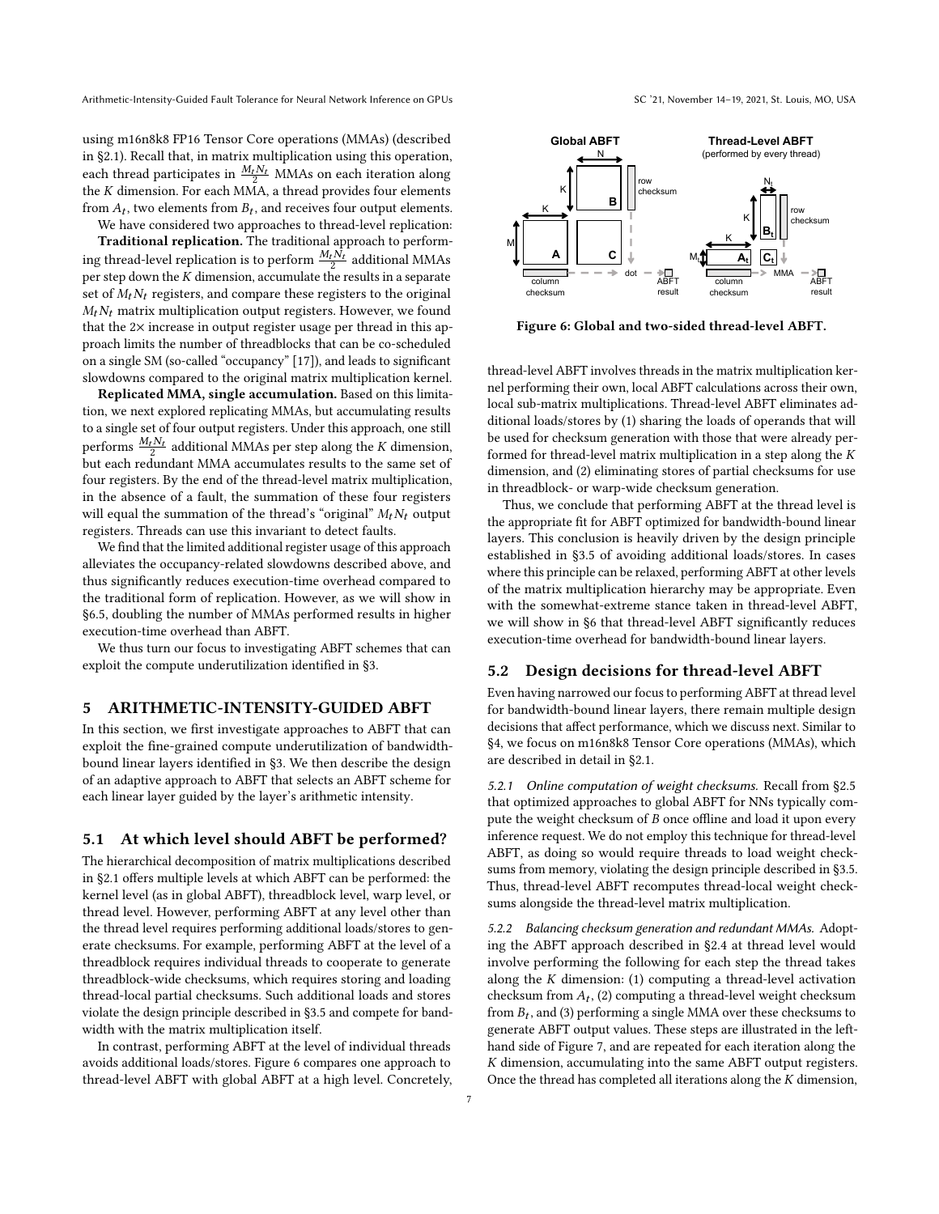using m16n8k8 FP16 Tensor Core operations (MMAs) (described in §2.1). Recall that, in matrix multiplication using this operation, each thread participates in $\frac{M_t N_t}{2}$ MMAs on each iteration along the $K$ dimension. For each MMA, a thread provides four elements from $A_t$, two elements from $B_t$, and receives four output elements.

We have considered two approaches to thread-level replication:

**Traditional replication.** The traditional approach to performing thread-level replication is to perform $\frac{M_t N_t}{2}$ additional MMAs per step down the $K$ dimension, accumulate the results in a separate set of $M_t N_t$ registers, and compare these registers to the original $M_t N_t$ matrix multiplication output registers. However, we found that the 2× increase in output register usage per thread in this approach limits the number of threadblocks that can be co-scheduled on a single SM (so-called "occupancy" [17]), and leads to significant slowdowns compared to the original matrix multiplication kernel.

**Replicated MMA, single accumulation.** Based on this limitation, we next explored replicating MMAs, but accumulating results to a single set of four output registers. Under this approach, one still performs $\frac{M_t N_t}{2}$ additional MMAs per step along the $K$ dimension, but each redundant MMA accumulates results to the same set of four registers. By the end of the thread-level matrix multiplication, in the absence of a fault, the summation of these four registers will equal the summation of the thread's "original" $M_t N_t$ output registers. Threads can use this invariant to detect faults.

We find that the limited additional register usage of this approach alleviates the occupancy-related slowdowns described above, and thus significantly reduces execution-time overhead compared to the traditional form of replication. However, as we will show in §6.5, doubling the number of MMAs performed results in higher execution-time overhead than ABFT.

We thus turn our focus to investigating ABFT schemes that can exploit the compute underutilization identified in §3.

## 5 ARITHMETIC-INTENSITY-GUIDED ABFT

In this section, we first investigate approaches to ABFT that can exploit the fine-grained compute underutilization of bandwidth-bound linear layers identified in §3. We then describe the design of an adaptive approach to ABFT that selects an ABFT scheme for each linear layer guided by the layer's arithmetic intensity.

### 5.1 At which level should ABFT be performed?

The hierarchical decomposition of matrix multiplications described in §2.1 offers multiple levels at which ABFT can be performed: the kernel level (as in global ABFT), threadblock level, warp level, or thread level. However, performing ABFT at any level other than the thread level requires performing additional loads/stores to generate checksums. For example, performing ABFT at the level of a threadblock requires individual threads to cooperate to generate threadblock-wide checksums, which requires storing and loading thread-local partial checksums. Such additional loads and stores violate the design principle described in §3.5 and compete for bandwidth with the matrix multiplication itself.

In contrast, performing ABFT at the level of individual threads avoids additional loads/stores. Figure 6 compares one approach to thread-level ABFT with global ABFT at a high level. Concretely,

Figure 6: Global and two-sided thread-level ABFT.

thread-level ABFT involves threads in the matrix multiplication kernel performing their own, local ABFT calculations across their own, local sub-matrix multiplications. Thread-level ABFT eliminates additional loads/stores by (1) sharing the loads of operands that will be used for checksum generation with those that were already performed for thread-level matrix multiplication in a step along the $K$ dimension, and (2) eliminating stores of partial checksums for use in threadblock- or warp-wide checksum generation.

Thus, we conclude that performing ABFT at the thread level is the appropriate fit for ABFT optimized for bandwidth-bound linear layers. This conclusion is heavily driven by the design principle established in §3.5 of avoiding additional loads/stores. In cases where this principle can be relaxed, performing ABFT at other levels of the matrix multiplication hierarchy may be appropriate. Even with the somewhat-extreme stance taken in thread-level ABFT, we will show in §6 that thread-level ABFT significantly reduces execution-time overhead for bandwidth-bound linear layers.

### 5.2 Design decisions for thread-level ABFT

Even having narrowed our focus to performing ABFT at thread level for bandwidth-bound linear layers, there remain multiple design decisions that affect performance, which we discuss next. Similar to §4, we focus on m16n8k8 Tensor Core operations (MMAs), which are described in detail in §2.1.

*5.2.1 Online computation of weight checksums.* Recall from §2.5 that optimized approaches to global ABFT for NNs typically compute the weight checksum of $B$ once offline and load it upon every inference request. We do not employ this technique for thread-level ABFT, as doing so would require threads to load weight checksums from memory, violating the design principle described in §3.5. Thus, thread-level ABFT recomputes thread-local weight checksums alongside the thread-level matrix multiplication.

*5.2.2 Balancing checksum generation and redundant MMAs.* Adopting the ABFT approach described in §2.4 at thread level would involve performing the following for each step the thread takes along the $K$ dimension: (1) computing a thread-level activation checksum from $A_t$, (2) computing a thread-level weight checksum from $B_t$, and (3) performing a single MMA over these checksums to generate ABFT output values. These steps are illustrated in the left-hand side of Figure 7, and are repeated for each iteration along the $K$ dimension, accumulating into the same ABFT output registers. Once the thread has completed all iterations along the $K$ dimension,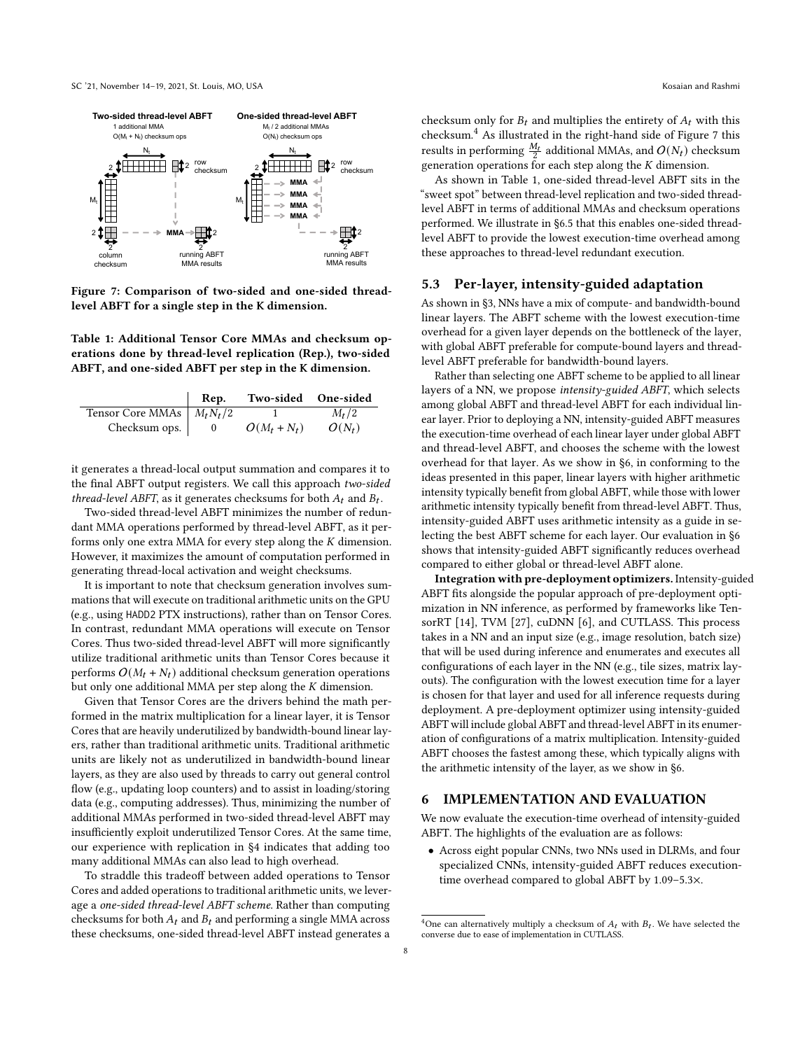Figure 7: Comparison of two-sided and one-sided thread-level ABFT for a single step in the K dimension.

Table 1: Additional Tensor Core MMAs and checksum operations done by thread-level replication (Rep.), two-sided ABFT, and one-sided ABFT per step in the K dimension.

| | Rep. | Two-sided | One-sided |
|---|---|---|---|
| Tensor Core MMAs | $M_t N_t / 2$ | 1 | $M_t/2$ |
| Checksum ops. | 0 | $O(M_t + N_t)$ | $O(N_t)$ |

it generates a thread-local output summation and compares it to the final ABFT output registers. We call this approach *two-sided thread-level ABFT*, as it generates checksums for both $A_t$ and $B_t$.

Two-sided thread-level ABFT minimizes the number of redundant MMA operations performed by thread-level ABFT, as it performs only one extra MMA for every step along the $K$ dimension. However, it maximizes the amount of computation performed in generating thread-local activation and weight checksums.

It is important to note that checksum generation involves summations that will execute on traditional arithmetic units on the GPU (e.g., using HADD2 PTX instructions), rather than on Tensor Cores. In contrast, redundant MMA operations will execute on Tensor Cores. Thus two-sided thread-level ABFT will more significantly utilize traditional arithmetic units than Tensor Cores because it performs $O(M_t + N_t)$ additional checksum generation operations but only one additional MMA per step along the $K$ dimension.

Given that Tensor Cores are the drivers behind the math performed in the matrix multiplication for a linear layer, it is Tensor Cores that are heavily underutilized by bandwidth-bound linear layers, rather than traditional arithmetic units. Traditional arithmetic units are likely not as underutilized in bandwidth-bound linear layers, as they are also used by threads to carry out general control flow (e.g., updating loop counters) and to assist in loading/storing data (e.g., computing addresses). Thus, minimizing the number of additional MMAs performed in two-sided thread-level ABFT may insufficiently exploit underutilized Tensor Cores. At the same time, our experience with replication in §4 indicates that adding too many additional MMAs can also lead to high overhead.

To straddle this tradeoff between added operations to Tensor Cores and added operations to traditional arithmetic units, we leverage a *one-sided thread-level ABFT scheme.* Rather than computing checksums for both $A_t$ and $B_t$ and performing a single MMA across these checksums, one-sided thread-level ABFT instead generates a checksum only for $B_t$ and multiplies the entirety of $A_t$ with this checksum.[4] As illustrated in the right-hand side of Figure 7 this results in performing $\frac{M_t}{2}$ additional MMAs, and $O(N_t)$ checksum generation operations for each step along the $K$ dimension.

As shown in Table 1, one-sided thread-level ABFT sits in the "sweet spot" between thread-level replication and two-sided thread-level ABFT in terms of additional MMAs and checksum operations performed. We illustrate in §6.5 that this enables one-sided thread-level ABFT to provide the lowest execution-time overhead among these approaches to thread-level redundant execution.

## 5.3 Per-layer, intensity-guided adaptation

As shown in §3, NNs have a mix of compute- and bandwidth-bound linear layers. The ABFT scheme with the lowest execution-time overhead for a given layer depends on the bottleneck of the layer, with global ABFT preferable for compute-bound layers and thread-level ABFT preferable for bandwidth-bound layers.

Rather than selecting one ABFT scheme to be applied to all linear layers of a NN, we propose *intensity-guided ABFT*, which selects among global ABFT and thread-level ABFT for each individual linear layer. Prior to deploying a NN, intensity-guided ABFT measures the execution-time overhead of each linear layer under global ABFT and thread-level ABFT, and chooses the scheme with the lowest overhead for that layer. As we show in §6, in conforming to the ideas presented in this paper, linear layers with higher arithmetic intensity typically benefit from global ABFT, while those with lower arithmetic intensity typically benefit from thread-level ABFT. Thus, intensity-guided ABFT uses arithmetic intensity as a guide in selecting the best ABFT scheme for each layer. Our evaluation in §6 shows that intensity-guided ABFT significantly reduces overhead compared to either global or thread-level ABFT alone.

**Integration with pre-deployment optimizers.** Intensity-guided ABFT fits alongside the popular approach of pre-deployment optimization in NN inference, as performed by frameworks like TensorRT [14], TVM [27], cuDNN [6], and CUTLASS. This process takes in a NN and an input size (e.g., image resolution, batch size) that will be used during inference and enumerates and executes all configurations of each layer in the NN (e.g., tile sizes, matrix layouts). The configuration with the lowest execution time for a layer is chosen for that layer and used for all inference requests during deployment. A pre-deployment optimizer using intensity-guided ABFT will include global ABFT and thread-level ABFT in its enumeration of configurations of a matrix multiplication. Intensity-guided ABFT chooses the fastest among these, which typically aligns with the arithmetic intensity of the layer, as we show in §6.

# 6 IMPLEMENTATION AND EVALUATION

We now evaluate the execution-time overhead of intensity-guided ABFT. The highlights of the evaluation are as follows:

- Across eight popular CNNs, two NNs used in DLRMs, and four specialized CNNs, intensity-guided ABFT reduces execution-time overhead compared to global ABFT by 1.09–5.3×.

[4] One can alternatively multiply a checksum of $A_t$ with $B_t$. We have selected the converse due to ease of implementation in CUTLASS.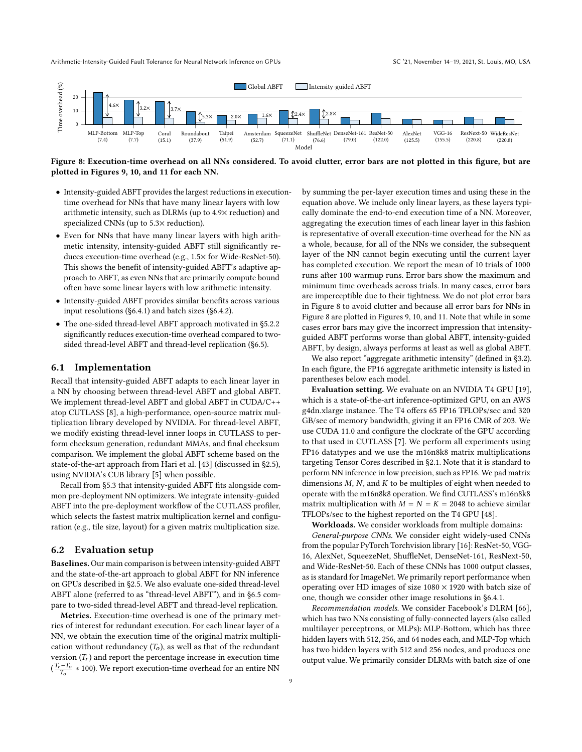**Figure 8: Execution-time overhead on all NNs considered. To avoid clutter, error bars are not plotted in this figure, but are plotted in Figures 9, 10, and 11 for each NN.**

- Intensity-guided ABFT provides the largest reductions in execution-time overhead for NNs that have many linear layers with low arithmetic intensity, such as DLRMs (up to 4.9× reduction) and specialized CNNs (up to 5.3× reduction).
- Even for NNs that have many linear layers with high arithmetic intensity, intensity-guided ABFT still significantly reduces execution-time overhead (e.g., 1.5× for Wide-ResNet-50). This shows the benefit of intensity-guided ABFT's adaptive approach to ABFT, as even NNs that are primarily compute bound often have some linear layers with low arithmetic intensity.
- Intensity-guided ABFT provides similar benefits across various input resolutions (§6.4.1) and batch sizes (§6.4.2).
- The one-sided thread-level ABFT approach motivated in §5.2.2 significantly reduces execution-time overhead compared to two-sided thread-level ABFT and thread-level replication (§6.5).

## 6.1 Implementation

Recall that intensity-guided ABFT adapts to each linear layer in a NN by choosing between thread-level ABFT and global ABFT. We implement thread-level ABFT and global ABFT in CUDA/C++ atop CUTLASS [8], a high-performance, open-source matrix multiplication library developed by NVIDIA. For thread-level ABFT, we modify existing thread-level inner loops in CUTLASS to perform checksum generation, redundant MMAs, and final checksum comparison. We implement the global ABFT scheme based on the state-of-the-art approach from Hari et al. [43] (discussed in §2.5), using NVIDIA's CUB library [5] when possible.

Recall from §5.3 that intensity-guided ABFT fits alongside common pre-deployment NN optimizers. We integrate intensity-guided ABFT into the pre-deployment workflow of the CUTLASS profiler, which selects the fastest matrix multiplication kernel and configuration (e.g., tile size, layout) for a given matrix multiplication size.

## 6.2 Evaluation setup

**Baselines.** Our main comparison is between intensity-guided ABFT and the state-of-the-art approach to global ABFT for NN inference on GPUs described in §2.5. We also evaluate one-sided thread-level ABFT alone (referred to as "thread-level ABFT"), and in §6.5 compare to two-sided thread-level ABFT and thread-level replication.

**Metrics.** Execution-time overhead is one of the primary metrics of interest for redundant execution. For each linear layer of a NN, we obtain the execution time of the original matrix multiplication without redundancy ($T_o$), as well as that of the redundant version ($T_r$) and report the percentage increase in execution time ($\frac{T_r - T_o}{T_o} * 100$). We report execution-time overhead for an entire NN by summing the per-layer execution times and using these in the equation above. We include only linear layers, as these layers typically dominate the end-to-end execution time of a NN. Moreover, aggregating the execution times of each linear layer in this fashion is representative of overall execution-time overhead for the NN as a whole, because, for all of the NNs we consider, the subsequent layer of the NN cannot begin executing until the current layer has completed execution. We report the mean of 10 trials of 1000 runs after 100 warmup runs. Error bars show the maximum and minimum time overheads across trials. In many cases, error bars are imperceptible due to their tightness. We do not plot error bars in Figure 8 to avoid clutter and because all error bars for NNs in Figure 8 are plotted in Figures 9, 10, and 11. Note that while in some cases error bars may give the incorrect impression that intensity-guided ABFT performs worse than global ABFT, intensity-guided ABFT, by design, always performs at least as well as global ABFT.

We also report "aggregate arithmetic intensity" (defined in §3.2). In each figure, the FP16 aggregate arithmetic intensity is listed in parentheses below each model.

**Evaluation setting.** We evaluate on an NVIDIA T4 GPU [19], which is a state-of-the-art inference-optimized GPU, on an AWS g4dn.xlarge instance. The T4 offers 65 FP16 TFLOPs/sec and 320 GB/sec of memory bandwidth, giving it an FP16 CMR of 203. We use CUDA 11.0 and configure the clockrate of the GPU according to that used in CUTLASS [7]. We perform all experiments using FP16 datatypes and we use the m16n8k8 matrix multiplications targeting Tensor Cores described in §2.1. Note that it is standard to perform NN inference in low precision, such as FP16. We pad matrix dimensions $M$, $N$, and $K$ to be multiples of eight when needed to operate with the m16n8k8 operation. We find CUTLASS's m16n8k8 matrix multiplication with $M = N = K = 2048$ to achieve similar TFLOPs/sec to the highest reported on the T4 GPU [48].

**Workloads.** We consider workloads from multiple domains:

*General-purpose CNNs.* We consider eight widely-used CNNs from the popular PyTorch Torchvision library [16]: ResNet-50, VGG-16, AlexNet, SqueezeNet, ShuffleNet, DenseNet-161, ResNext-50, and Wide-ResNet-50. Each of these CNNs has 1000 output classes, as is standard for ImageNet. We primarily report performance when operating over HD images of size 1080 × 1920 with batch size of one, though we consider other image resolutions in §6.4.1.

*Recommendation models.* We consider Facebook's DLRM [66], which has two NNs consisting of fully-connected layers (also called multilayer perceptrons, or MLPs): MLP-Bottom, which has three hidden layers with 512, 256, and 64 nodes each, and MLP-Top which has two hidden layers with 512 and 256 nodes, and produces one output value. We primarily consider DLRMs with batch size of one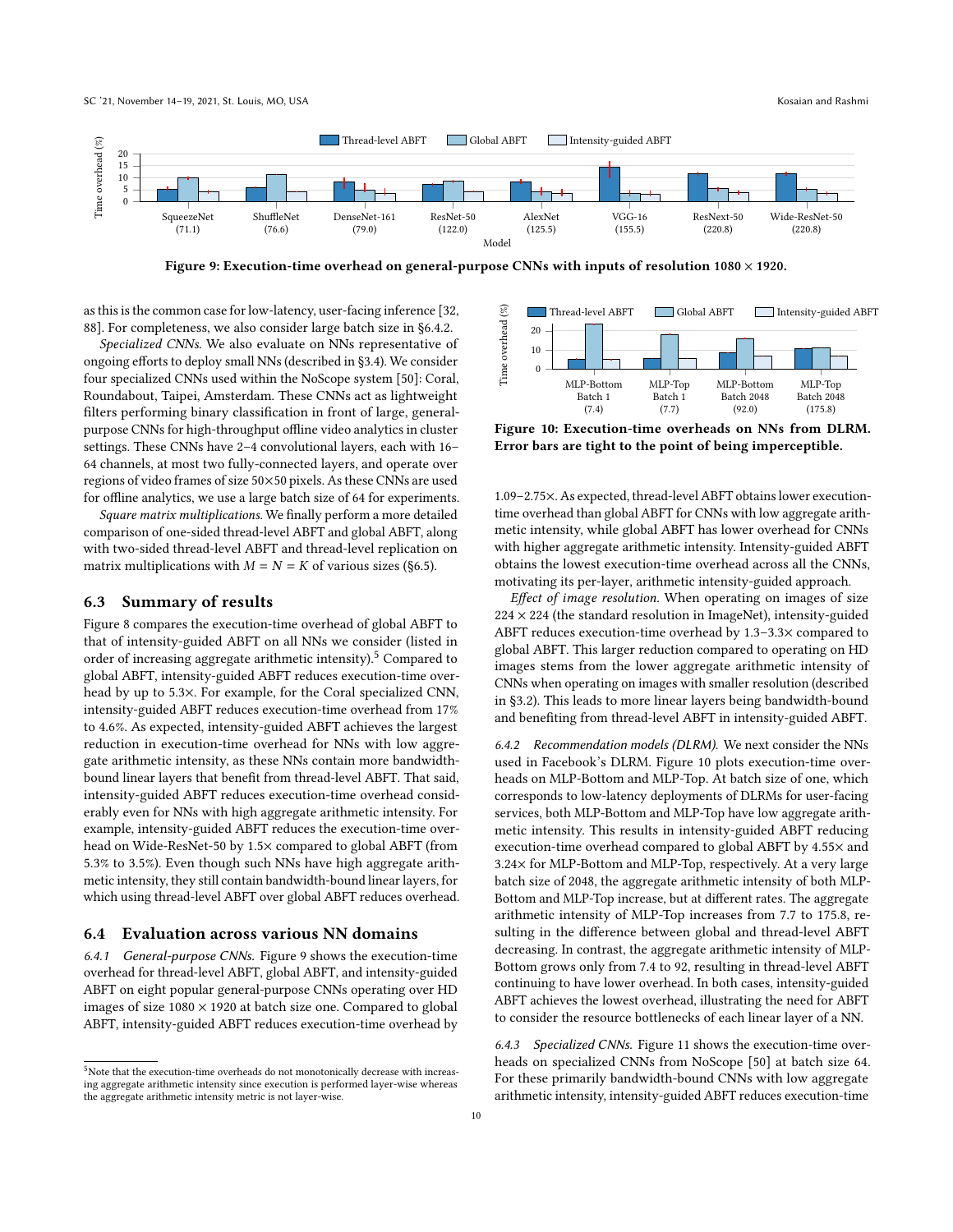Figure 9: Execution-time overhead on general-purpose CNNs with inputs of resolution $1080 \times 1920$.

as this is the common case for low-latency, user-facing inference [32, 88]. For completeness, we also consider large batch size in §6.4.2.

*Specialized CNNs.* We also evaluate on NNs representative of ongoing efforts to deploy small NNs (described in §3.4). We consider four specialized CNNs used within the NoScope system [50]: Coral, Roundabout, Taipei, Amsterdam. These CNNs act as lightweight filters performing binary classification in front of large, general-purpose CNNs for high-throughput offline video analytics in cluster settings. These CNNs have 2–4 convolutional layers, each with 16–64 channels, at most two fully-connected layers, and operate over regions of video frames of size 50×50 pixels. As these CNNs are used for offline analytics, we use a large batch size of 64 for experiments.

*Square matrix multiplications.* We finally perform a more detailed comparison of one-sided thread-level ABFT and global ABFT, along with two-sided thread-level ABFT and thread-level replication on matrix multiplications with $M = N = K$ of various sizes (§6.5).

## 6.3 Summary of results

Figure 8 compares the execution-time overhead of global ABFT to that of intensity-guided ABFT on all NNs we consider (listed in order of increasing aggregate arithmetic intensity).[5] Compared to global ABFT, intensity-guided ABFT reduces execution-time overhead by up to 5.3×. For example, for the Coral specialized CNN, intensity-guided ABFT reduces execution-time overhead from 17% to 4.6%. As expected, intensity-guided ABFT achieves the largest reduction in execution-time overhead for NNs with low aggregate arithmetic intensity, as these NNs contain more bandwidth-bound linear layers that benefit from thread-level ABFT. That said, intensity-guided ABFT reduces execution-time overhead considerably even for NNs with high aggregate arithmetic intensity. For example, intensity-guided ABFT reduces the execution-time overhead on Wide-ResNet-50 by 1.5× compared to global ABFT (from 5.3% to 3.5%). Even though such NNs have high aggregate arithmetic intensity, they still contain bandwidth-bound linear layers, for which using thread-level ABFT over global ABFT reduces overhead.

## 6.4 Evaluation across various NN domains

*6.4.1 General-purpose CNNs.* Figure 9 shows the execution-time overhead for thread-level ABFT, global ABFT, and intensity-guided ABFT on eight popular general-purpose CNNs operating over HD images of size $1080 \times 1920$ at batch size one. Compared to global ABFT, intensity-guided ABFT reduces execution-time overhead by 1.09–2.75×. As expected, thread-level ABFT obtains lower execution-time overhead than global ABFT for CNNs with low aggregate arithmetic intensity, while global ABFT has lower overhead for CNNs with higher aggregate arithmetic intensity. Intensity-guided ABFT obtains the lowest execution-time overhead across all the CNNs, motivating its per-layer, arithmetic intensity-guided approach.

*Effect of image resolution.* When operating on images of size $224 \times 224$ (the standard resolution in ImageNet), intensity-guided ABFT reduces execution-time overhead by 1.3–3.3× compared to global ABFT. This larger reduction compared to operating on HD images stems from the lower aggregate arithmetic intensity of CNNs when operating on images with smaller resolution (described in §3.2). This leads to more linear layers being bandwidth-bound and benefiting from thread-level ABFT in intensity-guided ABFT.

Figure 10: Execution-time overheads on NNs from DLRM. Error bars are tight to the point of being imperceptible.

*6.4.2 Recommendation models (DLRM).* We next consider the NNs used in Facebook's DLRM. Figure 10 plots execution-time overheads on MLP-Bottom and MLP-Top. At batch size of one, which corresponds to low-latency deployments of DLRMs for user-facing services, both MLP-Bottom and MLP-Top have low aggregate arithmetic intensity. This results in intensity-guided ABFT reducing execution-time overhead compared to global ABFT by 4.55× and 3.24× for MLP-Bottom and MLP-Top, respectively. At a very large batch size of 2048, the aggregate arithmetic intensity of both MLP-Bottom and MLP-Top increase, but at different rates. The aggregate arithmetic intensity of MLP-Top increases from 7.7 to 175.8, resulting in the difference between global and thread-level ABFT decreasing. In contrast, the aggregate arithmetic intensity of MLP-Bottom grows only from 7.4 to 92, resulting in thread-level ABFT continuing to have lower overhead. In both cases, intensity-guided ABFT achieves the lowest overhead, illustrating the need for ABFT to consider the resource bottlenecks of each linear layer of a NN.

*6.4.3 Specialized CNNs.* Figure 11 shows the execution-time overheads on specialized CNNs from NoScope [50] at batch size 64. For these primarily bandwidth-bound CNNs with low aggregate arithmetic intensity, intensity-guided ABFT reduces execution-time

[5] Note that the execution-time overheads do not monotonically decrease with increasing aggregate arithmetic intensity since execution is performed layer-wise whereas the aggregate arithmetic intensity metric is not layer-wise.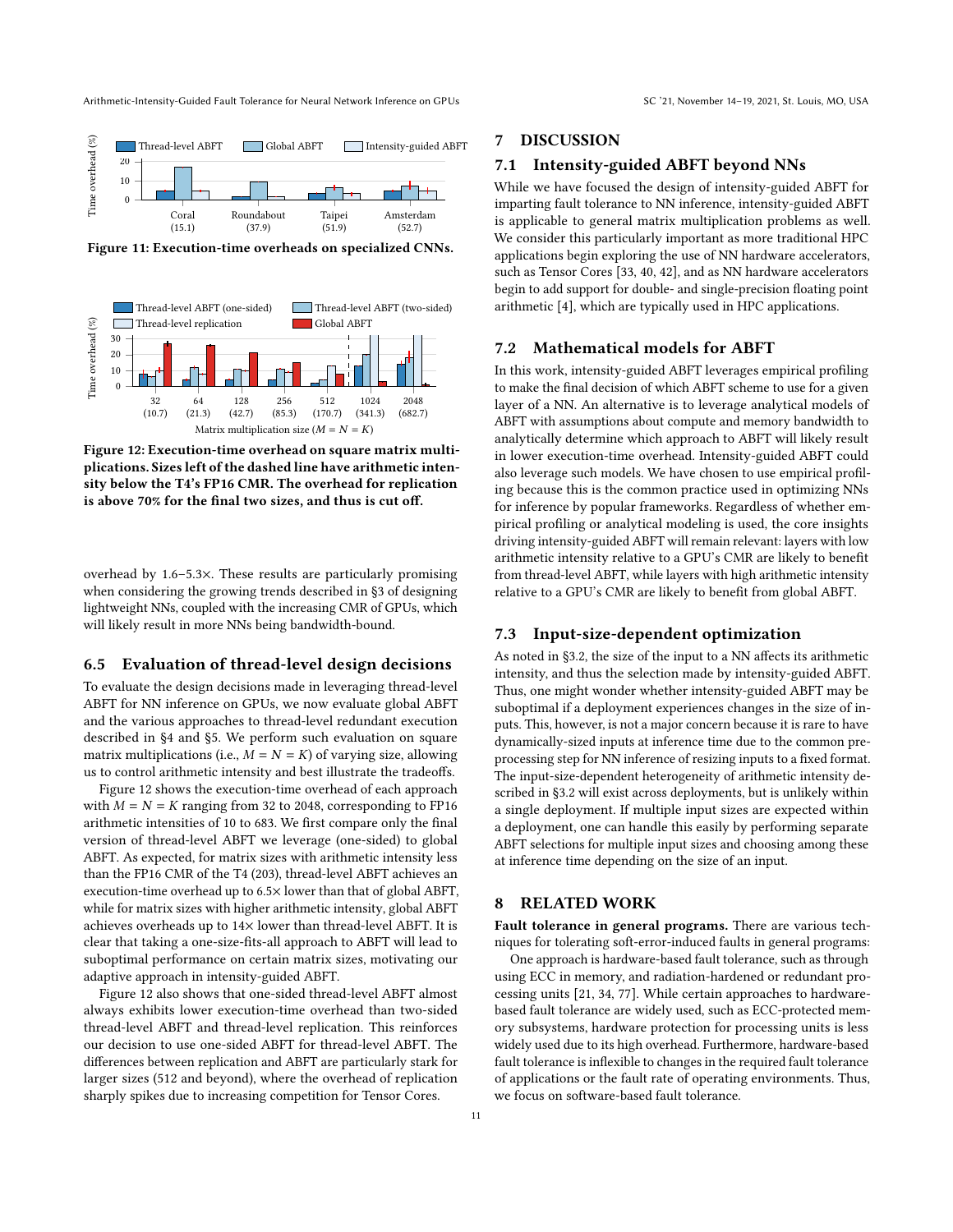Figure 11: Execution-time overheads on specialized CNNs.

Figure 12: Execution-time overhead on square matrix multiplications. Sizes left of the dashed line have arithmetic intensity below the T4's FP16 CMR. The overhead for replication is above 70% for the final two sizes, and thus is cut off.

overhead by 1.6–5.3×. These results are particularly promising when considering the growing trends described in §3 of designing lightweight NNs, coupled with the increasing CMR of GPUs, which will likely result in more NNs being bandwidth-bound.

## 6.5 Evaluation of thread-level design decisions

To evaluate the design decisions made in leveraging thread-level ABFT for NN inference on GPUs, we now evaluate global ABFT and the various approaches to thread-level redundant execution described in §4 and §5. We perform such evaluation on square matrix multiplications (i.e., $M = N = K$) of varying size, allowing us to control arithmetic intensity and best illustrate the tradeoffs.

Figure 12 shows the execution-time overhead of each approach with $M = N = K$ ranging from 32 to 2048, corresponding to FP16 arithmetic intensities of 10 to 683. We first compare only the final version of thread-level ABFT we leverage (one-sided) to global ABFT. As expected, for matrix sizes with arithmetic intensity less than the FP16 CMR of the T4 (203), thread-level ABFT achieves an execution-time overhead up to 6.5× lower than that of global ABFT, while for matrix sizes with higher arithmetic intensity, global ABFT achieves overheads up to 14× lower than thread-level ABFT. It is clear that taking a one-size-fits-all approach to ABFT will lead to suboptimal performance on certain matrix sizes, motivating our adaptive approach in intensity-guided ABFT.

Figure 12 also shows that one-sided thread-level ABFT almost always exhibits lower execution-time overhead than two-sided thread-level ABFT and thread-level replication. This reinforces our decision to use one-sided ABFT for thread-level ABFT. The differences between replication and ABFT are particularly stark for larger sizes (512 and beyond), where the overhead of replication sharply spikes due to increasing competition for Tensor Cores.

# 7 DISCUSSION

## 7.1 Intensity-guided ABFT beyond NNs

While we have focused the design of intensity-guided ABFT for imparting fault tolerance to NN inference, intensity-guided ABFT is applicable to general matrix multiplication problems as well. We consider this particularly important as more traditional HPC applications begin exploring the use of NN hardware accelerators, such as Tensor Cores [33, 40, 42], and as NN hardware accelerators begin to add support for double- and single-precision floating point arithmetic [4], which are typically used in HPC applications.

## 7.2 Mathematical models for ABFT

In this work, intensity-guided ABFT leverages empirical profiling to make the final decision of which ABFT scheme to use for a given layer of a NN. An alternative is to leverage analytical models of ABFT with assumptions about compute and memory bandwidth to analytically determine which approach to ABFT will likely result in lower execution-time overhead. Intensity-guided ABFT could also leverage such models. We have chosen to use empirical profiling because this is the common practice used in optimizing NNs for inference by popular frameworks. Regardless of whether empirical profiling or analytical modeling is used, the core insights driving intensity-guided ABFT will remain relevant: layers with low arithmetic intensity relative to a GPU's CMR are likely to benefit from thread-level ABFT, while layers with high arithmetic intensity relative to a GPU's CMR are likely to benefit from global ABFT.

## 7.3 Input-size-dependent optimization

As noted in §3.2, the size of the input to a NN affects its arithmetic intensity, and thus the selection made by intensity-guided ABFT. Thus, one might wonder whether intensity-guided ABFT may be suboptimal if a deployment experiences changes in the size of inputs. This, however, is not a major concern because it is rare to have dynamically-sized inputs at inference time due to the common preprocessing step for NN inference of resizing inputs to a fixed format. The input-size-dependent heterogeneity of arithmetic intensity described in §3.2 will exist across deployments, but is unlikely within a single deployment. If multiple input sizes are expected within a deployment, one can handle this easily by performing separate ABFT selections for multiple input sizes and choosing among these at inference time depending on the size of an input.

# 8 RELATED WORK

**Fault tolerance in general programs.** There are various techniques for tolerating soft-error-induced faults in general programs:

One approach is hardware-based fault tolerance, such as through using ECC in memory, and radiation-hardened or redundant processing units [21, 34, 77]. While certain approaches to hardware-based fault tolerance are widely used, such as ECC-protected memory subsystems, hardware protection for processing units is less widely used due to its high overhead. Furthermore, hardware-based fault tolerance is inflexible to changes in the required fault tolerance of applications or the fault rate of operating environments. Thus, we focus on software-based fault tolerance.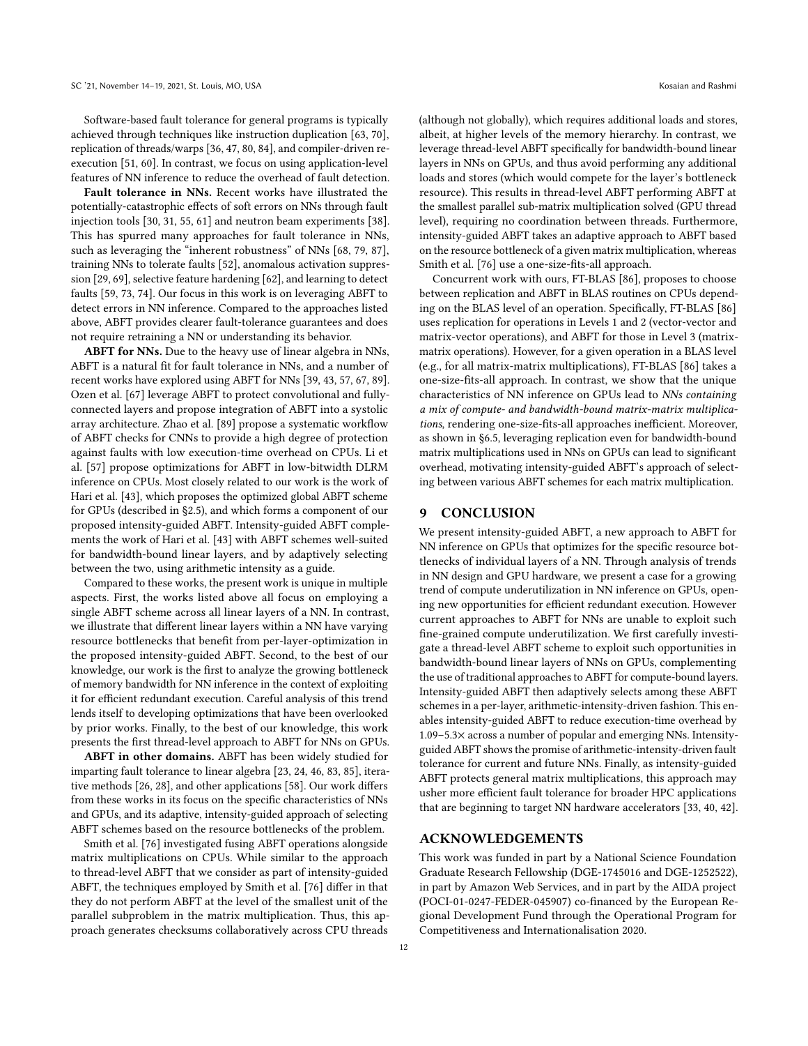Software-based fault tolerance for general programs is typically achieved through techniques like instruction duplication [63, 70], replication of threads/warps [36, 47, 80, 84], and compiler-driven re-execution [51, 60]. In contrast, we focus on using application-level features of NN inference to reduce the overhead of fault detection.

**Fault tolerance in NNs.** Recent works have illustrated the potentially-catastrophic effects of soft errors on NNs through fault injection tools [30, 31, 55, 61] and neutron beam experiments [38]. This has spurred many approaches for fault tolerance in NNs, such as leveraging the "inherent robustness" of NNs [68, 79, 87], training NNs to tolerate faults [52], anomalous activation suppression [29, 69], selective feature hardening [62], and learning to detect faults [59, 73, 74]. Our focus in this work is on leveraging ABFT to detect errors in NN inference. Compared to the approaches listed above, ABFT provides clearer fault-tolerance guarantees and does not require retraining a NN or understanding its behavior.

**ABFT for NNs.** Due to the heavy use of linear algebra in NNs, ABFT is a natural fit for fault tolerance in NNs, and a number of recent works have explored using ABFT for NNs [39, 43, 57, 67, 89]. Ozen et al. [67] leverage ABFT to protect convolutional and fully-connected layers and propose integration of ABFT into a systolic array architecture. Zhao et al. [89] propose a systematic workflow of ABFT checks for CNNs to provide a high degree of protection against faults with low execution-time overhead on CPUs. Li et al. [57] propose optimizations for ABFT in low-bitwidth DLRM inference on CPUs. Most closely related to our work is the work of Hari et al. [43], which proposes the optimized global ABFT scheme for GPUs (described in §2.5), and which forms a component of our proposed intensity-guided ABFT. Intensity-guided ABFT complements the work of Hari et al. [43] with ABFT schemes well-suited for bandwidth-bound linear layers, and by adaptively selecting between the two, using arithmetic intensity as a guide.

Compared to these works, the present work is unique in multiple aspects. First, the works listed above all focus on employing a single ABFT scheme across all linear layers of a NN. In contrast, we illustrate that different linear layers within a NN have varying resource bottlenecks that benefit from per-layer-optimization in the proposed intensity-guided ABFT. Second, to the best of our knowledge, our work is the first to analyze the growing bottleneck of memory bandwidth for NN inference in the context of exploiting it for efficient redundant execution. Careful analysis of this trend lends itself to developing optimizations that have been overlooked by prior works. Finally, to the best of our knowledge, this work presents the first thread-level approach to ABFT for NNs on GPUs.

**ABFT in other domains.** ABFT has been widely studied for imparting fault tolerance to linear algebra [23, 24, 46, 83, 85], iterative methods [26, 28], and other applications [58]. Our work differs from these works in its focus on the specific characteristics of NNs and GPUs, and its adaptive, intensity-guided approach of selecting ABFT schemes based on the resource bottlenecks of the problem.

Smith et al. [76] investigated fusing ABFT operations alongside matrix multiplications on CPUs. While similar to the approach to thread-level ABFT that we consider as part of intensity-guided ABFT, the techniques employed by Smith et al. [76] differ in that they do not perform ABFT at the level of the smallest unit of the parallel subproblem in the matrix multiplication. Thus, this approach generates checksums collaboratively across CPU threads (although not globally), which requires additional loads and stores, albeit, at higher levels of the memory hierarchy. In contrast, we leverage thread-level ABFT specifically for bandwidth-bound linear layers in NNs on GPUs, and thus avoid performing any additional loads and stores (which would compete for the layer's bottleneck resource). This results in thread-level ABFT performing ABFT at the smallest parallel sub-matrix multiplication solved (GPU thread level), requiring no coordination between threads. Furthermore, intensity-guided ABFT takes an adaptive approach to ABFT based on the resource bottleneck of a given matrix multiplication, whereas Smith et al. [76] use a one-size-fits-all approach.

Concurrent work with ours, FT-BLAS [86], proposes to choose between replication and ABFT in BLAS routines on CPUs depending on the BLAS level of an operation. Specifically, FT-BLAS [86] uses replication for operations in Levels 1 and 2 (vector-vector and matrix-vector operations), and ABFT for those in Level 3 (matrix-matrix operations). However, for a given operation in a BLAS level (e.g., for all matrix-matrix multiplications), FT-BLAS [86] takes a one-size-fits-all approach. In contrast, we show that the unique characteristics of NN inference on GPUs lead to *NNs containing a mix of compute- and bandwidth-bound matrix-matrix multiplications*, rendering one-size-fits-all approaches inefficient. Moreover, as shown in §6.5, leveraging replication even for bandwidth-bound matrix multiplications used in NNs on GPUs can lead to significant overhead, motivating intensity-guided ABFT's approach of selecting between various ABFT schemes for each matrix multiplication.

## 9 CONCLUSION

We present intensity-guided ABFT, a new approach to ABFT for NN inference on GPUs that optimizes for the specific resource bottlenecks of individual layers of a NN. Through analysis of trends in NN design and GPU hardware, we present a case for a growing trend of compute underutilization in NN inference on GPUs, opening new opportunities for efficient redundant execution. However current approaches to ABFT for NNs are unable to exploit such fine-grained compute underutilization. We first carefully investigate a thread-level ABFT scheme to exploit such opportunities in bandwidth-bound linear layers of NNs on GPUs, complementing the use of traditional approaches to ABFT for compute-bound layers. Intensity-guided ABFT then adaptively selects among these ABFT schemes in a per-layer, arithmetic-intensity-driven fashion. This enables intensity-guided ABFT to reduce execution-time overhead by 1.09–5.3× across a number of popular and emerging NNs. Intensity-guided ABFT shows the promise of arithmetic-intensity-driven fault tolerance for current and future NNs. Finally, as intensity-guided ABFT protects general matrix multiplications, this approach may usher more efficient fault tolerance for broader HPC applications that are beginning to target NN hardware accelerators [33, 40, 42].

## ACKNOWLEDGEMENTS

This work was funded in part by a National Science Foundation Graduate Research Fellowship (DGE-1745016 and DGE-1252522), in part by Amazon Web Services, and in part by the AIDA project (POCI-01-0247-FEDER-045907) co-financed by the European Regional Development Fund through the Operational Program for Competitiveness and Internationalisation 2020.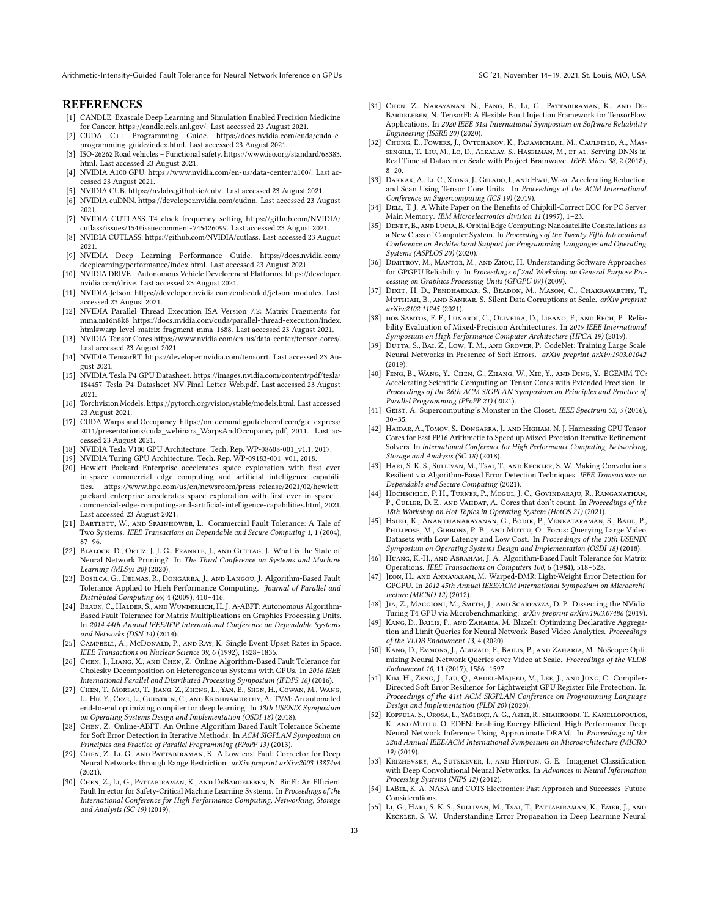## REFERENCES

[1] CANDLE: Exascale Deep Learning and Simulation Enabled Precision Medicine for Cancer. https://candle.cels.anl.gov/. Last accessed 23 August 2021.

[2] CUDA C++ Programming Guide. https://docs.nvidia.com/cuda/cuda-c-programming-guide/index.html. Last accessed 23 August 2021.

[3] ISO-26262 Road vehicles – Functional safety. https://www.iso.org/standard/68383.html. Last accessed 23 August 2021.

[4] NVIDIA A100 GPU. https://www.nvidia.com/en-us/data-center/a100/. Last accessed 23 August 2021.

[5] NVIDIA CUB. https://nvlabs.github.io/cub/. Last accessed 23 August 2021.

[6] NVIDIA cuDNN. https://developer.nvidia.com/cudnn. Last accessed 23 August 2021.

[7] NVIDIA CUTLASS T4 clock frequency setting https://github.com/NVIDIA/cutlass/issues/154#issuecomment-745426099. Last accessed 23 August 2021.

[8] NVIDIA CUTLASS. https://github.com/NVIDIA/cutlass. Last accessed 23 August 2021.

[9] NVIDIA Deep Learning Performance Guide. https://docs.nvidia.com/deeplearning/performance/index.html. Last accessed 23 August 2021.

[10] NVIDIA DRIVE - Autonomous Vehicle Development Platforms. https://developer.nvidia.com/drive. Last accessed 23 August 2021.

[11] NVIDIA Jetson. https://developer.nvidia.com/embedded/jetson-modules. Last accessed 23 August 2021.

[12] NVIDIA Parallel Thread Execution ISA Version 7.2: Matrix Fragments for mma.m16n8k8 https://docs.nvidia.com/cuda/parallel-thread-execution/index.html#warp-level-matrix-fragment-mma-1688. Last accessed 23 August 2021.

[13] NVIDIA Tensor Cores https://www.nvidia.com/en-us/data-center/tensor-cores/. Last accessed 23 August 2021.

[14] NVIDIA TensorRT. https://developer.nvidia.com/tensorrt. Last accessed 23 August 2021.

[15] NVIDIA Tesla P4 GPU Datasheet. https://images.nvidia.com/content/pdf/tesla/184457-Tesla-P4-Datasheet-NV-Final-Letter-Web.pdf. Last accessed 23 August 2021.

[16] Torchvision Models. https://pytorch.org/vision/stable/models.html. Last accessed 23 August 2021.

[17] CUDA Warps and Occupancy. https://on-demand.gputechconf.com/gtc-express/2011/presentations/cuda_webinars_WarpsAndOccupancy.pdf, 2011. Last accessed 23 August 2021.

[18] NVIDIA Tesla V100 GPU Architecture. Tech. Rep. WP-08608-001_v1.1, 2017.

[19] NVIDIA Turing GPU Architecture. Tech. Rep. WP-09183-001_v01, 2018.

[20] Hewlett Packard Enterprise accelerates space exploration with first ever in-space commercial edge computing and artificial intelligence capabilities. https://www.hpe.com/us/en/newsroom/press-release/2021/02/hewlett-packard-enterprise-accelerates-space-exploration-with-first-ever-in-space-commercial-edge-computing-and-artificial-intelligence-capabilities.html, 2021. Last accessed 23 August 2021.

[21] Bartlett, W., and Spainhower, L. Commercial Fault Tolerance: A Tale of Two Systems. *IEEE Transactions on Dependable and Secure Computing 1*, 1 (2004), 87–96.

[22] Blalock, D., Ortiz, J. J. G., Frankle, J., and Guttag, J. What is the State of Neural Network Pruning? In *The Third Conference on Systems and Machine Learning (MLSys 20)* (2020).

[23] Bosilca, G., Delmas, R., Dongarra, J., and Langou, J. Algorithm-Based Fault Tolerance Applied to High Performance Computing. *Journal of Parallel and Distributed Computing 69*, 4 (2009), 410–416.

[24] Braun, C., Halder, S., and Wunderlich, H. J. A-ABFT: Autonomous Algorithm-Based Fault Tolerance for Matrix Multiplications on Graphics Processing Units. In *2014 44th Annual IEEE/IFIP International Conference on Dependable Systems and Networks (DSN 14)* (2014).

[25] Campbell, A., McDonald, P., and Ray, K. Single Event Upset Rates in Space. *IEEE Transactions on Nuclear Science 39*, 6 (1992), 1828–1835.

[26] Chen, J., Liang, X., and Chen, Z. Online Algorithm-Based Fault Tolerance for Cholesky Decomposition on Heterogeneous Systems with GPUs. In *2016 IEEE International Parallel and Distributed Processing Symposium (IPDPS 16)* (2016).

[27] Chen, T., Moreau, T., Jiang, Z., Zheng, L., Yan, E., Shen, H., Cowan, M., Wang, L., Hu, Y., Ceze, L., Guestrin, C., and Krishnamurthy, A. TVM: An automated end-to-end optimizing compiler for deep learning. In *13th USENIX Symposium on Operating Systems Design and Implementation (OSDI 18)* (2018).

[28] Chen, Z. Online-ABFT: An Online Algorithm Based Fault Tolerance Scheme for Soft Error Detection in Iterative Methods. In *ACM SIGPLAN Symposium on Principles and Practice of Parallel Programming (PPoPP 13)* (2013).

[29] Chen, Z., Li, G., and Pattabiraman, K. A Low-cost Fault Corrector for Deep Neural Networks through Range Restriction. *arXiv preprint arXiv:2003.13874v4* (2021).

[30] Chen, Z., Li, G., Pattabiraman, K., and DeBardeleben, N. BinFI: An Efficient Fault Injector for Safety-Critical Machine Learning Systems. In *Proceedings of the International Conference for High Performance Computing, Networking, Storage and Analysis (SC 19)* (2019).

[31] Chen, Z., Narayanan, N., Fang, B., Li, G., Pattabiraman, K., and DeBardeleben, N. TensorFI: A Flexible Fault Injection Framework for TensorFlow Applications. In *2020 IEEE 31st International Symposium on Software Reliability Engineering (ISSRE 20)* (2020).

[32] Chung, E., Fowers, J., Ovtcharov, K., Papamichael, M., Caulfield, A., Massengill, T., Liu, M., Lo, D., Alkalay, S., Haselman, M., et al. Serving DNNs in Real Time at Datacenter Scale with Project Brainwave. *IEEE Micro 38*, 2 (2018), 8–20.

[33] Dakkak, A., Li, C., Xiong, J., Gelado, I., and Hwu, W.-m. Accelerating Reduction and Scan Using Tensor Core Units. In *Proceedings of the ACM International Conference on Supercomputing (ICS 19)* (2019).

[34] Dell, T. J. A White Paper on the Benefits of Chipkill-Correct ECC for PC Server Main Memory. *IBM Microelectronics division 11* (1997), 1–23.

[35] Denby, B., and Lucia, B. Orbital Edge Computing: Nanosatellite Constellations as a New Class of Computer System. In *Proceedings of the Twenty-Fifth International Conference on Architectural Support for Programming Languages and Operating Systems (ASPLOS 20)* (2020).

[36] Dimitrov, M., Mantor, M., and Zhou, H. Understanding Software Approaches for GPGPU Reliability. In *Proceedings of 2nd Workshop on General Purpose Processing on Graphics Processing Units (GPGPU 09)* (2009).

[37] Dixit, H. D., Pendharkar, S., Beadon, M., Mason, C., Chakravarthy, T., Muthiah, B., and Sankar, S. Silent Data Corruptions at Scale. *arXiv preprint arXiv:2102.11245* (2021).

[38] dos Santos, F. F., Lunardi, C., Oliveira, D., Libano, F., and Rech, P. Reliability Evaluation of Mixed-Precision Architectures. In *2019 IEEE International Symposium on High Performance Computer Architecture (HPCA 19)* (2019).

[39] Dutta, S., Bai, Z., Low, T. M., and Grover, P. CodeNet: Training Large Scale Neural Networks in Presence of Soft-Errors. *arXiv preprint arXiv:1903.01042* (2019).

[40] Feng, B., Wang, Y., Chen, G., Zhang, W., Xie, Y., and Ding, Y. EGEMM-TC: Accelerating Scientific Computing on Tensor Cores with Extended Precision. In *Proceedings of the 26th ACM SIGPLAN Symposium on Principles and Practice of Parallel Programming (PPoPP 21)* (2021).

[41] Geist, A. Supercomputing's Monster in the Closet. *IEEE Spectrum 53*, 3 (2016), 30–35.

[42] Haidar, A., Tomov, S., Dongarra, J., and Higham, N. J. Harnessing GPU Tensor Cores for Fast FP16 Arithmetic to Speed up Mixed-Precision Iterative Refinement Solvers. In *International Conference for High Performance Computing, Networking, Storage and Analysis (SC 18)* (2018).

[43] Hari, S. K. S., Sullivan, M., Tsai, T., and Keckler, S. W. Making Convolutions Resilient via Algorithm-Based Error Detection Techniques. *IEEE Transactions on Dependable and Secure Computing* (2021).

[44] Hochschild, P. H., Turner, P., Mogul, J. C., Govindaraju, R., Ranganathan, P., Culler, D. E., and Vahdat, A. Cores that don't count. In *Proceedings of the 18th Workshop on Hot Topics in Operating System (HotOS 21)* (2021).

[45] Hsieh, K., Ananthanarayanan, G., Bodik, P., Venkataraman, S., Bahl, P., Philipose, M., Gibbons, P. B., and Mutlu, O. Focus: Querying Large Video Datasets with Low Latency and Low Cost. In *Proceedings of the 13th USENIX Symposium on Operating Systems Design and Implementation (OSDI 18)* (2018).

[46] Huang, K.-H., and Abraham, J. A. Algorithm-Based Fault Tolerance for Matrix Operations. *IEEE Transactions on Computers 100*, 6 (1984), 518–528.

[47] Jeon, H., and Annavaram, M. Warped-DMR: Light-Weight Error Detection for GPGPU. In *2012 45th Annual IEEE/ACM International Symposium on Microarchitecture (MICRO 12)* (2012).

[48] Jia, Z., Maggioni, M., Smith, J., and Scarpazza, D. P. Dissecting the NVidia Turing T4 GPU via Microbenchmarking. *arXiv preprint arXiv:1903.07486* (2019).

[49] Kang, D., Bailis, P., and Zaharia, M. BlazeIt: Optimizing Declarative Aggregation and Limit Queries for Neural Network-Based Video Analytics. *Proceedings of the VLDB Endowment 13*, 4 (2020).

[50] Kang, D., Emmons, J., Abuzaid, F., Bailis, P., and Zaharia, M. NoScope: Optimizing Neural Network Queries over Video at Scale. *Proceedings of the VLDB Endowment 10*, 11 (2017), 1586–1597.

[51] Kim, H., Zeng, J., Liu, Q., Abdel-Majeed, M., Lee, J., and Jung, C. Compiler-Directed Soft Error Resilience for Lightweight GPU Register File Protection. In *Proceedings of the 41st ACM SIGPLAN Conference on Programming Language Design and Implementation (PLDI 20)* (2020).

[52] Koppula, S., Orosa, L., Yağlıkçı, A. G., Azizi, R., Shahroodi, T., Kanellopoulos, K., and Mutlu, O. EDEN: Enabling Energy-Efficient, High-Performance Deep Neural Network Inference Using Approximate DRAM. In *Proceedings of the 52nd Annual IEEE/ACM International Symposium on Microarchitecture (MICRO 19)* (2019).

[53] Krizhevsky, A., Sutskever, I., and Hinton, G. E. Imagenet Classification with Deep Convolutional Neural Networks. In *Advances in Neural Information Processing Systems (NIPS 12)* (2012).

[54] LaBel, K. A. NASA and COTS Electronics: Past Approach and Successes–Future Considerations.

[55] Li, G., Hari, S. K. S., Sullivan, M., Tsai, T., Pattabiraman, K., Emer, J., and Keckler, S. W. Understanding Error Propagation in Deep Learning Neural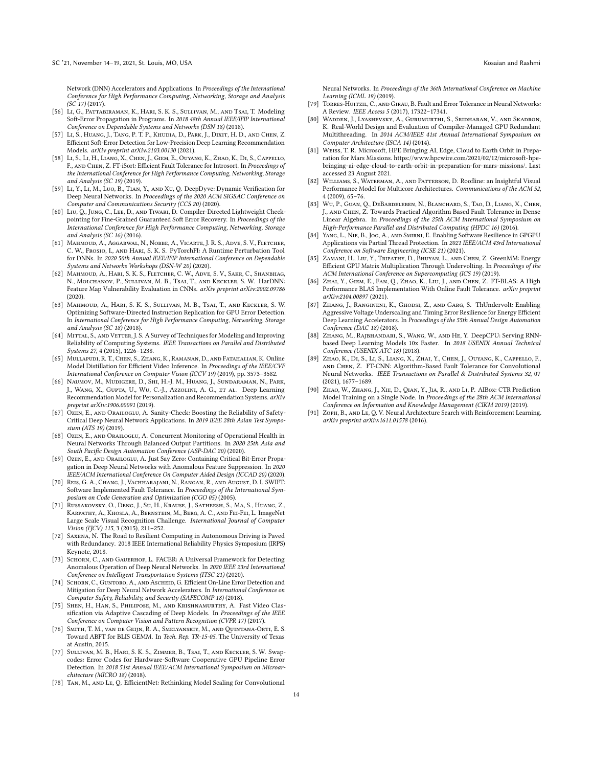Network (DNN) Accelerators and Applications. In *Proceedings of the International Conference for High Performance Computing, Networking, Storage and Analysis (SC 17)* (2017).

[56] Li, G., Pattabiraman, K., Hari, S. K. S., Sullivan, M., and Tsai, T. Modeling Soft-Error Propagation in Programs. In *2018 48th Annual IEEE/IFIP International Conference on Dependable Systems and Networks (DSN 18)* (2018).

[57] Li, S., Huang, J., Tang, P. T. P., Khudia, D., Park, J., Dixit, H. D., and Chen, Z. Efficient Soft-Error Detection for Low-Precision Deep Learning Recommendation Models. *arXiv preprint arXiv:2103.00130* (2021).

[58] Li, S., Li, H., Liang, X., Chen, J., Giem, E., Ouyang, K., Zhao, K., Di, S., Cappello, F., and Chen, Z. FT-iSort: Efficient Fault Tolerance for Introsort. In *Proceedings of the International Conference for High Performance Computing, Networking, Storage and Analysis (SC 19)* (2019).

[59] Li, Y., Li, M., Luo, B., Tian, Y., and Xu, Q. DeepDyve: Dynamic Verification for Deep Neural Networks. In *Proceedings of the 2020 ACM SIGSAC Conference on Computer and Communications Security (CCS 20)* (2020).

[60] Liu, Q., Jung, C., Lee, D., and Tiwari, D. Compiler-Directed Lightweight Checkpointing for Fine-Grained Guaranteed Soft Error Recovery. In *Proceedings of the International Conference for High Performance Computing, Networking, Storage and Analysis (SC 16)* (2016).

[61] Mahmoud, A., Aggarwal, N., Nobbe, A., Vicarte, J. R. S., Adve, S. V., Fletcher, C. W., Frosio, I., and Hari, S. K. S. PyTorchFI: A Runtime Perturbation Tool for DNNs. In *2020 50th Annual IEEE/IFIP International Conference on Dependable Systems and Networks Workshops (DSN-W 20)* (2020).

[62] Mahmoud, A., Hari, S. K. S., Fletcher, C. W., Adve, S. V., Sakr, C., Shanbhag, N., Molchanov, P., Sullivan, M. B., Tsai, T., and Keckler, S. W. HarDNN: Feature Map Vulnerability Evaluation in CNNs. *arXiv preprint arXiv:2002.09786* (2020).

[63] Mahmoud, A., Hari, S. K. S., Sullivan, M. B., Tsai, T., and Keckler, S. W. Optimizing Software-Directed Instruction Replication for GPU Error Detection. In *International Conference for High Performance Computing, Networking, Storage and Analysis (SC 18)* (2018).

[64] Mittal, S., and Vetter, J. S. A Survey of Techniques for Modeling and Improving Reliability of Computing Systems. *IEEE Transactions on Parallel and Distributed Systems 27*, 4 (2015), 1226–1238.

[65] Mullapudi, R. T., Chen, S., Zhang, K., Ramanan, D., and Fatahalian, K. Online Model Distillation for Efficient Video Inference. In *Proceedings of the IEEE/CVF International Conference on Computer Vision (ICCV 19)* (2019), pp. 3573–3582.

[66] Naumov, M., Mudigere, D., Shi, H.-J. M., Huang, J., Sundaraman, N., Park, J., Wang, X., Gupta, U., Wu, C.-J., Azzolini, A. G., et al. Deep Learning Recommendation Model for Personalization and Recommendation Systems. *arXiv preprint arXiv:1906.00091* (2019).

[67] Ozen, E., and Orailoglu, A. Sanity-Check: Boosting the Reliability of Safety-Critical Deep Neural Network Applications. In *2019 IEEE 28th Asian Test Symposium (ATS 19)* (2019).

[68] Ozen, E., and Orailoglu, A. Concurrent Monitoring of Operational Health in Neural Networks Through Balanced Output Partitions. In *2020 25th Asia and South Pacific Design Automation Conference (ASP-DAC 20)* (2020).

[69] Ozen, E., and Orailoglu, A. Just Say Zero: Containing Critical Bit-Error Propagation in Deep Neural Networks with Anomalous Feature Suppression. In *2020 IEEE/ACM International Conference On Computer Aided Design (ICCAD 20)* (2020).

[70] Reis, G. A., Chang, J., Vachharajani, N., Rangan, R., and August, D. I. SWIFT: Software Implemented Fault Tolerance. In *Proceedings of the International Symposium on Code Generation and Optimization (CGO 05)* (2005).

[71] Russakovsky, O., Deng, J., Su, H., Krause, J., Satheesh, S., Ma, S., Huang, Z., Karpathy, A., Khosla, A., Bernstein, M., Berg, A. C., and Fei-Fei, L. ImageNet Large Scale Visual Recognition Challenge. *International Journal of Computer Vision (IJCV) 115*, 3 (2015), 211–252.

[72] Saxena, N. The Road to Resilient Computing in Autonomous Driving is Paved with Redundancy. 2018 IEEE International Reliability Physics Symposium (IRPS) Keynote, 2018.

[73] Schorn, C., and Gauerhof, L. FACER: A Universal Framework for Detecting Anomalous Operation of Deep Neural Networks. In *2020 IEEE 23rd International Conference on Intelligent Transportation Systems (ITSC 21)* (2020).

[74] Schorn, C., Guntoro, A., and Ascheid, G. Efficient On-Line Error Detection and Mitigation for Deep Neural Network Accelerators. In *International Conference on Computer Safety, Reliability, and Security (SAFECOMP 18)* (2018).

[75] Shen, H., Han, S., Philipose, M., and Krishnamurthy, A. Fast Video Classification via Adaptive Cascading of Deep Models. In *Proceedings of the IEEE Conference on Computer Vision and Pattern Recognition (CVPR 17)* (2017).

[76] Smith, T. M., van de Geijn, R. A., Smelyanskiy, M., and Quintana-Orti, E. S. Toward ABFT for BLIS GEMM. In *Tech. Rep. TR-15-05*. The University of Texas at Austin, 2015.

[77] Sullivan, M. B., Hari, S. K. S., Zimmer, B., Tsai, T., and Keckler, S. W. Swapcodes: Error Codes for Hardware-Software Cooperative GPU Pipeline Error Detection. In *2018 51st Annual IEEE/ACM International Symposium on Microarchitecture (MICRO 18)* (2018).

[78] Tan, M., and Le, Q. EfficientNet: Rethinking Model Scaling for Convolutional Neural Networks. In *Proceedings of the 36th International Conference on Machine Learning (ICML 19)* (2019).

[79] Torres-Huitzil, C., and Girau, B. Fault and Error Tolerance in Neural Networks: A Review. *IEEE Access 5* (2017), 17322–17341.

[80] Wadden, J., Lyashevsky, A., Gurumurthi, S., Sridharan, V., and Skadron, K. Real-World Design and Evaluation of Compiler-Managed GPU Redundant Multithreading. In *2014 ACM/IEEE 41st Annual International Symposium on Computer Architecture (ISCA 14)* (2014).

[81] Weiss, T. R. Microsoft, HPE Bringing AI, Edge, Cloud to Earth Orbit in Preparation for Mars Missions. https://www.hpcwire.com/2021/02/12/microsoft-hpe-bringing-ai-edge-cloud-to-earth-orbit-in-preparation-for-mars-missions/. Last accessed 23 August 2021.

[82] Williams, S., Waterman, A., and Patterson, D. Roofline: an Insightful Visual Performance Model for Multicore Architectures. *Communications of the ACM 52*, 4 (2009), 65–76.

[83] Wu, P., Guan, Q., DeBardeleben, N., Blanchard, S., Tao, D., Liang, X., Chen, J., and Chen, Z. Towards Practical Algorithm Based Fault Tolerance in Dense Linear Algebra. In *Proceedings of the 25th ACM International Symposium on High-Performance Parallel and Distributed Computing (HPDC 16)* (2016).

[84] Yang, L., Nie, B., Jog, A., and Smirni, E. Enabling Software Resilience in GPGPU Applications via Partial Thread Protection. In *2021 IEEE/ACM 43rd International Conference on Software Engineering (ICSE 21)* (2021).

[85] Zamani, H., Liu, Y., Tripathy, D., Bhuyan, L., and Chen, Z. GreenMM: Energy Efficient GPU Matrix Multiplication Through Undervolting. In *Proceedings of the ACM International Conference on Supercomputing (ICS 19)* (2019).

[86] Zhai, Y., Giem, E., Fan, Q., Zhao, K., Liu, J., and Chen, Z. FT-BLAS: A High Performance BLAS Implementation With Online Fault Tolerance. *arXiv preprint arXiv:2104.00897* (2021).

[87] Zhang, J., Rangineni, K., Ghodsi, Z., and Garg, S. ThUndervolt: Enabling Aggressive Voltage Underscaling and Timing Error Resilience for Energy Efficient Deep Learning Accelerators. In *Proceedings of the 55th Annual Design Automation Conference (DAC 18)* (2018).

[88] Zhang, M., Rajbhandari, S., Wang, W., and He, Y. DeepCPU: Serving RNN-based Deep Learning Models 10x Faster. In *2018 USENIX Annual Technical Conference (USENIX ATC 18)* (2018).

[89] Zhao, K., Di, S., Li, S., Liang, X., Zhai, Y., Chen, J., Ouyang, K., Cappello, F., and Chen, Z. FT-CNN: Algorithm-Based Fault Tolerance for Convolutional Neural Networks. *IEEE Transactions on Parallel & Distributed Systems 32*, 07 (2021), 1677–1689.

[90] Zhao, W., Zhang, J., Xie, D., Qian, Y., Jia, R., and Li, P. AIBox: CTR Prediction Model Training on a Single Node. In *Proceedings of the 28th ACM International Conference on Information and Knowledge Management (CIKM 2019)* (2019).

[91] Zoph, B., and Le, Q. V. Neural Architecture Search with Reinforcement Learning. *arXiv preprint arXiv:1611.01578* (2016).